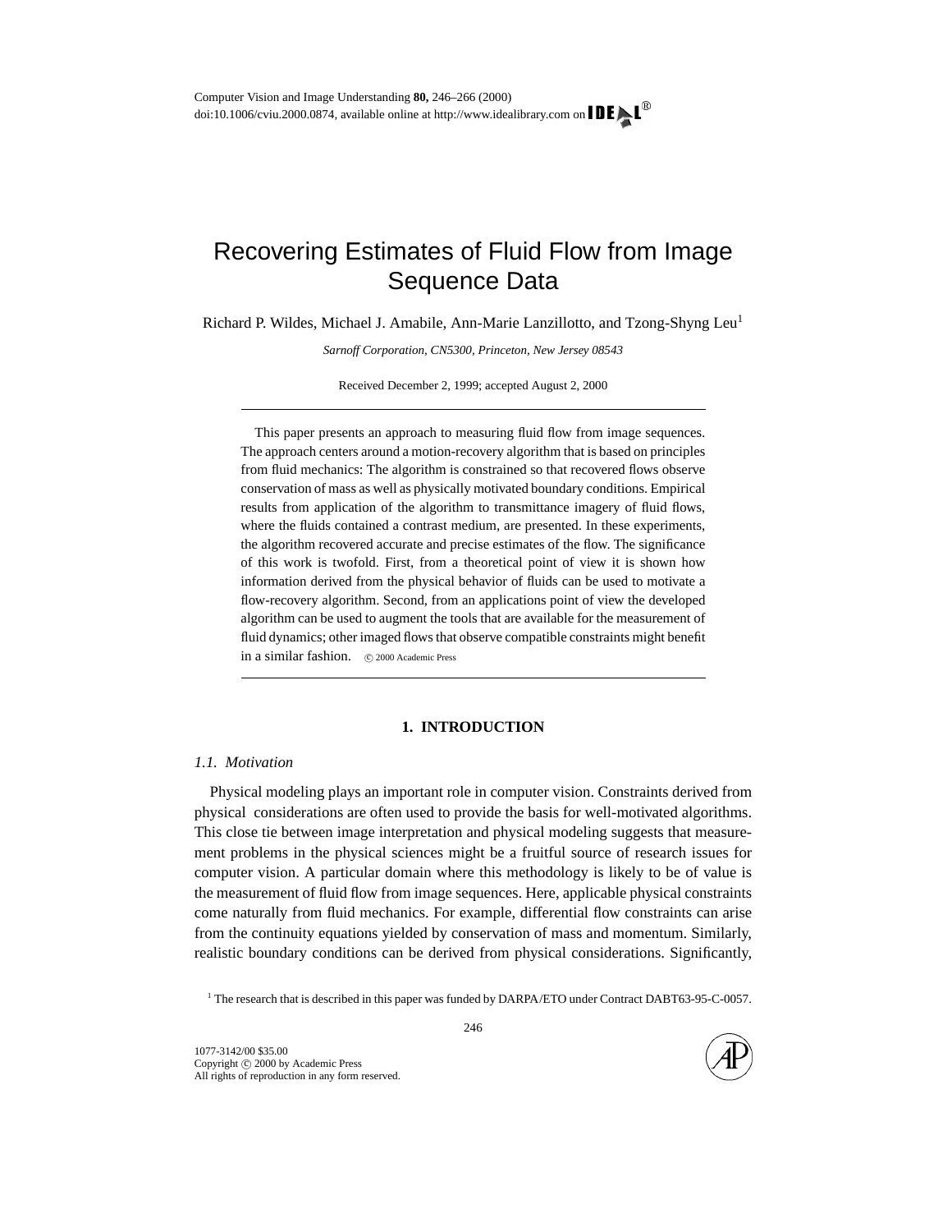# Recovering Estimates of Fluid Flow from Image Sequence Data

Richard P. Wildes, Michael J. Amabile, Ann-Marie Lanzillotto, and Tzong-Shyng Leu[1]

*Sarnoff Corporation, CN5300, Princeton, New Jersey 08543*

Received December 2, 1999; accepted August 2, 2000

This paper presents an approach to measuring fluid flow from image sequences. The approach centers around a motion-recovery algorithm that is based on principles from fluid mechanics: The algorithm is constrained so that recovered flows observe conservation of mass as well as physically motivated boundary conditions. Empirical results from application of the algorithm to transmittance imagery of fluid flows, where the fluids contained a contrast medium, are presented. In these experiments, the algorithm recovered accurate and precise estimates of the flow. The significance of this work is twofold. First, from a theoretical point of view it is shown how information derived from the physical behavior of fluids can be used to motivate a flow-recovery algorithm. Second, from an applications point of view the developed algorithm can be used to augment the tools that are available for the measurement of fluid dynamics; other imaged flows that observe compatible constraints might benefit in a similar fashion. © 2000 Academic Press

## 1. INTRODUCTION

### *1.1. Motivation*

Physical modeling plays an important role in computer vision. Constraints derived from physical considerations are often used to provide the basis for well-motivated algorithms. This close tie between image interpretation and physical modeling suggests that measurement problems in the physical sciences might be a fruitful source of research issues for computer vision. A particular domain where this methodology is likely to be of value is the measurement of fluid flow from image sequences. Here, applicable physical constraints come naturally from fluid mechanics. For example, differential flow constraints can arise from the continuity equations yielded by conservation of mass and momentum. Similarly, realistic boundary conditions can be derived from physical considerations. Significantly,

[1] The research that is described in this paper was funded by DARPA/ETO under Contract DABT63-95-C-0057.

1077-3142/00 $35.00
Copyright © 2000 by Academic Press
All rights of reproduction in any form reserved.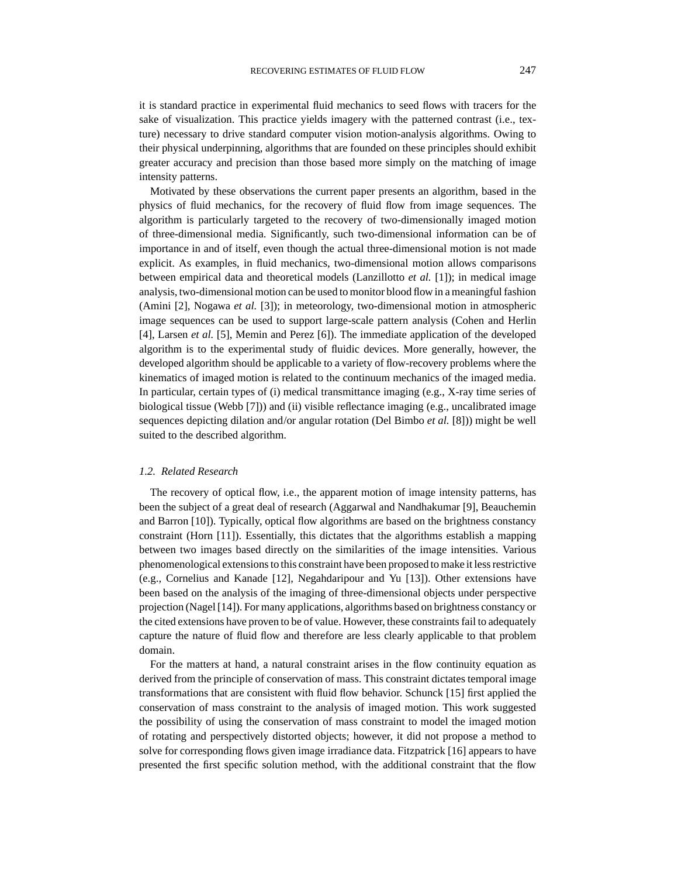it is standard practice in experimental fluid mechanics to seed flows with tracers for the sake of visualization. This practice yields imagery with the patterned contrast (i.e., texture) necessary to drive standard computer vision motion-analysis algorithms. Owing to their physical underpinning, algorithms that are founded on these principles should exhibit greater accuracy and precision than those based more simply on the matching of image intensity patterns.

Motivated by these observations the current paper presents an algorithm, based in the physics of fluid mechanics, for the recovery of fluid flow from image sequences. The algorithm is particularly targeted to the recovery of two-dimensionally imaged motion of three-dimensional media. Significantly, such two-dimensional information can be of importance in and of itself, even though the actual three-dimensional motion is not made explicit. As examples, in fluid mechanics, two-dimensional motion allows comparisons between empirical data and theoretical models (Lanzillotto *et al.* [1]); in medical image analysis, two-dimensional motion can be used to monitor blood flow in a meaningful fashion (Amini [2], Nogawa *et al.* [3]); in meteorology, two-dimensional motion in atmospheric image sequences can be used to support large-scale pattern analysis (Cohen and Herlin [4], Larsen *et al.* [5], Memin and Perez [6]). The immediate application of the developed algorithm is to the experimental study of fluidic devices. More generally, however, the developed algorithm should be applicable to a variety of flow-recovery problems where the kinematics of imaged motion is related to the continuum mechanics of the imaged media. In particular, certain types of (i) medical transmittance imaging (e.g., X-ray time series of biological tissue (Webb [7])) and (ii) visible reflectance imaging (e.g., uncalibrated image sequences depicting dilation and/or angular rotation (Del Bimbo *et al.* [8])) might be well suited to the described algorithm.

### *1.2. Related Research*

The recovery of optical flow, i.e., the apparent motion of image intensity patterns, has been the subject of a great deal of research (Aggarwal and Nandhakumar [9], Beauchemin and Barron [10]). Typically, optical flow algorithms are based on the brightness constancy constraint (Horn [11]). Essentially, this dictates that the algorithms establish a mapping between two images based directly on the similarities of the image intensities. Various phenomenological extensions to this constraint have been proposed to make it less restrictive (e.g., Cornelius and Kanade [12], Negahdaripour and Yu [13]). Other extensions have been based on the analysis of the imaging of three-dimensional objects under perspective projection (Nagel [14]). For many applications, algorithms based on brightness constancy or the cited extensions have proven to be of value. However, these constraints fail to adequately capture the nature of fluid flow and therefore are less clearly applicable to that problem domain.

For the matters at hand, a natural constraint arises in the flow continuity equation as derived from the principle of conservation of mass. This constraint dictates temporal image transformations that are consistent with fluid flow behavior. Schunck [15] first applied the conservation of mass constraint to the analysis of imaged motion. This work suggested the possibility of using the conservation of mass constraint to model the imaged motion of rotating and perspectively distorted objects; however, it did not propose a method to solve for corresponding flows given image irradiance data. Fitzpatrick [16] appears to have presented the first specific solution method, with the additional constraint that the flow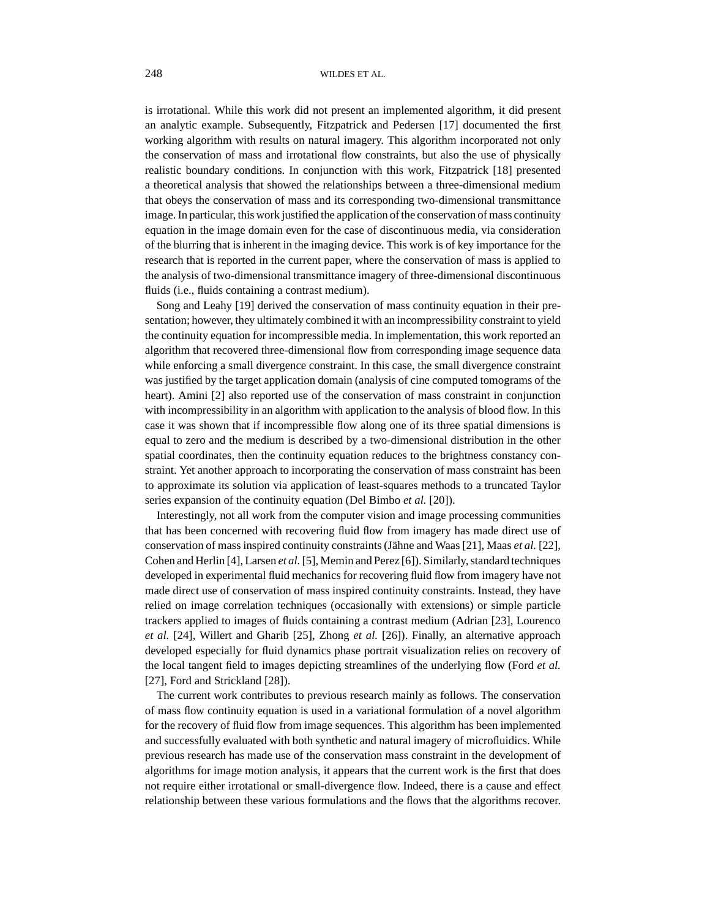is irrotational. While this work did not present an implemented algorithm, it did present an analytic example. Subsequently, Fitzpatrick and Pedersen [17] documented the first working algorithm with results on natural imagery. This algorithm incorporated not only the conservation of mass and irrotational flow constraints, but also the use of physically realistic boundary conditions. In conjunction with this work, Fitzpatrick [18] presented a theoretical analysis that showed the relationships between a three-dimensional medium that obeys the conservation of mass and its corresponding two-dimensional transmittance image. In particular, this work justified the application of the conservation of mass continuity equation in the image domain even for the case of discontinuous media, via consideration of the blurring that is inherent in the imaging device. This work is of key importance for the research that is reported in the current paper, where the conservation of mass is applied to the analysis of two-dimensional transmittance imagery of three-dimensional discontinuous fluids (i.e., fluids containing a contrast medium).

Song and Leahy [19] derived the conservation of mass continuity equation in their presentation; however, they ultimately combined it with an incompressibility constraint to yield the continuity equation for incompressible media. In implementation, this work reported an algorithm that recovered three-dimensional flow from corresponding image sequence data while enforcing a small divergence constraint. In this case, the small divergence constraint was justified by the target application domain (analysis of cine computed tomograms of the heart). Amini [2] also reported use of the conservation of mass constraint in conjunction with incompressibility in an algorithm with application to the analysis of blood flow. In this case it was shown that if incompressible flow along one of its three spatial dimensions is equal to zero and the medium is described by a two-dimensional distribution in the other spatial coordinates, then the continuity equation reduces to the brightness constancy constraint. Yet another approach to incorporating the conservation of mass constraint has been to approximate its solution via application of least-squares methods to a truncated Taylor series expansion of the continuity equation (Del Bimbo *et al.* [20]).

Interestingly, not all work from the computer vision and image processing communities that has been concerned with recovering fluid flow from imagery has made direct use of conservation of mass inspired continuity constraints (Jähne and Waas [21], Maas *et al.* [22], Cohen and Herlin [4], Larsen *et al.* [5], Memin and Perez [6]). Similarly, standard techniques developed in experimental fluid mechanics for recovering fluid flow from imagery have not made direct use of conservation of mass inspired continuity constraints. Instead, they have relied on image correlation techniques (occasionally with extensions) or simple particle trackers applied to images of fluids containing a contrast medium (Adrian [23], Lourenco *et al.* [24], Willert and Gharib [25], Zhong *et al.* [26]). Finally, an alternative approach developed especially for fluid dynamics phase portrait visualization relies on recovery of the local tangent field to images depicting streamlines of the underlying flow (Ford *et al.* [27], Ford and Strickland [28]).

The current work contributes to previous research mainly as follows. The conservation of mass flow continuity equation is used in a variational formulation of a novel algorithm for the recovery of fluid flow from image sequences. This algorithm has been implemented and successfully evaluated with both synthetic and natural imagery of microfluidics. While previous research has made use of the conservation mass constraint in the development of algorithms for image motion analysis, it appears that the current work is the first that does not require either irrotational or small-divergence flow. Indeed, there is a cause and effect relationship between these various formulations and the flows that the algorithms recover.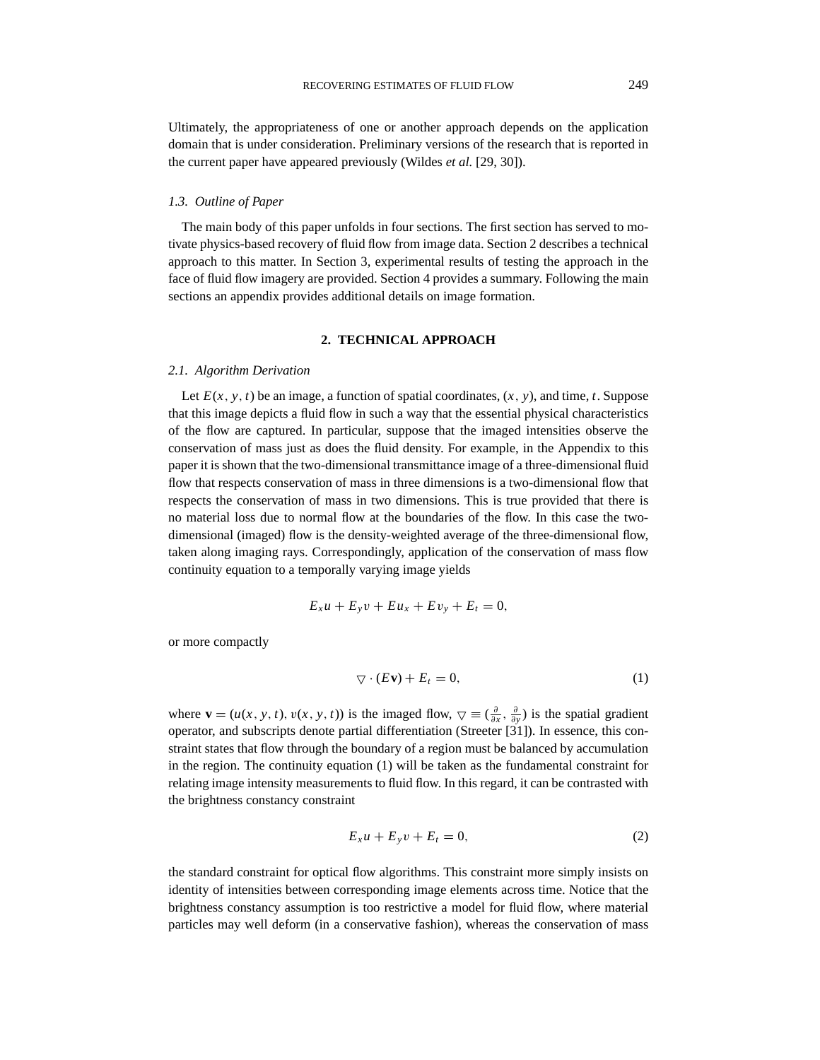Ultimately, the appropriateness of one or another approach depends on the application domain that is under consideration. Preliminary versions of the research that is reported in the current paper have appeared previously (Wildes *et al.* [29, 30]).

### *1.3. Outline of Paper*

The main body of this paper unfolds in four sections. The first section has served to motivate physics-based recovery of fluid flow from image data. Section 2 describes a technical approach to this matter. In Section 3, experimental results of testing the approach in the face of fluid flow imagery are provided. Section 4 provides a summary. Following the main sections an appendix provides additional details on image formation.

## 2. TECHNICAL APPROACH

### *2.1. Algorithm Derivation*

Let $E(x, y, t)$ be an image, a function of spatial coordinates, $(x, y)$, and time, $t$. Suppose that this image depicts a fluid flow in such a way that the essential physical characteristics of the flow are captured. In particular, suppose that the imaged intensities observe the conservation of mass just as does the fluid density. For example, in the Appendix to this paper it is shown that the two-dimensional transmittance image of a three-dimensional fluid flow that respects conservation of mass in three dimensions is a two-dimensional flow that respects the conservation of mass in two dimensions. This is true provided that there is no material loss due to normal flow at the boundaries of the flow. In this case the two-dimensional (imaged) flow is the density-weighted average of the three-dimensional flow, taken along imaging rays. Correspondingly, application of the conservation of mass flow continuity equation to a temporally varying image yields

$$E_x u + E_y v + E u_x + E v_y + E_t = 0,$$

or more compactly

$$\bigtriangledown \cdot (E\mathbf{v}) + E_t = 0, \tag{1}$$

where $\mathbf{v} = (u(x, y, t), v(x, y, t))$ is the imaged flow, $\bigtriangledown \equiv (\frac{\partial}{\partial x}, \frac{\partial}{\partial y})$ is the spatial gradient operator, and subscripts denote partial differentiation (Streeter [31]). In essence, this constraint states that flow through the boundary of a region must be balanced by accumulation in the region. The continuity equation (1) will be taken as the fundamental constraint for relating image intensity measurements to fluid flow. In this regard, it can be contrasted with the brightness constancy constraint

$$E_x u + E_y v + E_t = 0, \tag{2}$$

the standard constraint for optical flow algorithms. This constraint more simply insists on identity of intensities between corresponding image elements across time. Notice that the brightness constancy assumption is too restrictive a model for fluid flow, where material particles may well deform (in a conservative fashion), whereas the conservation of mass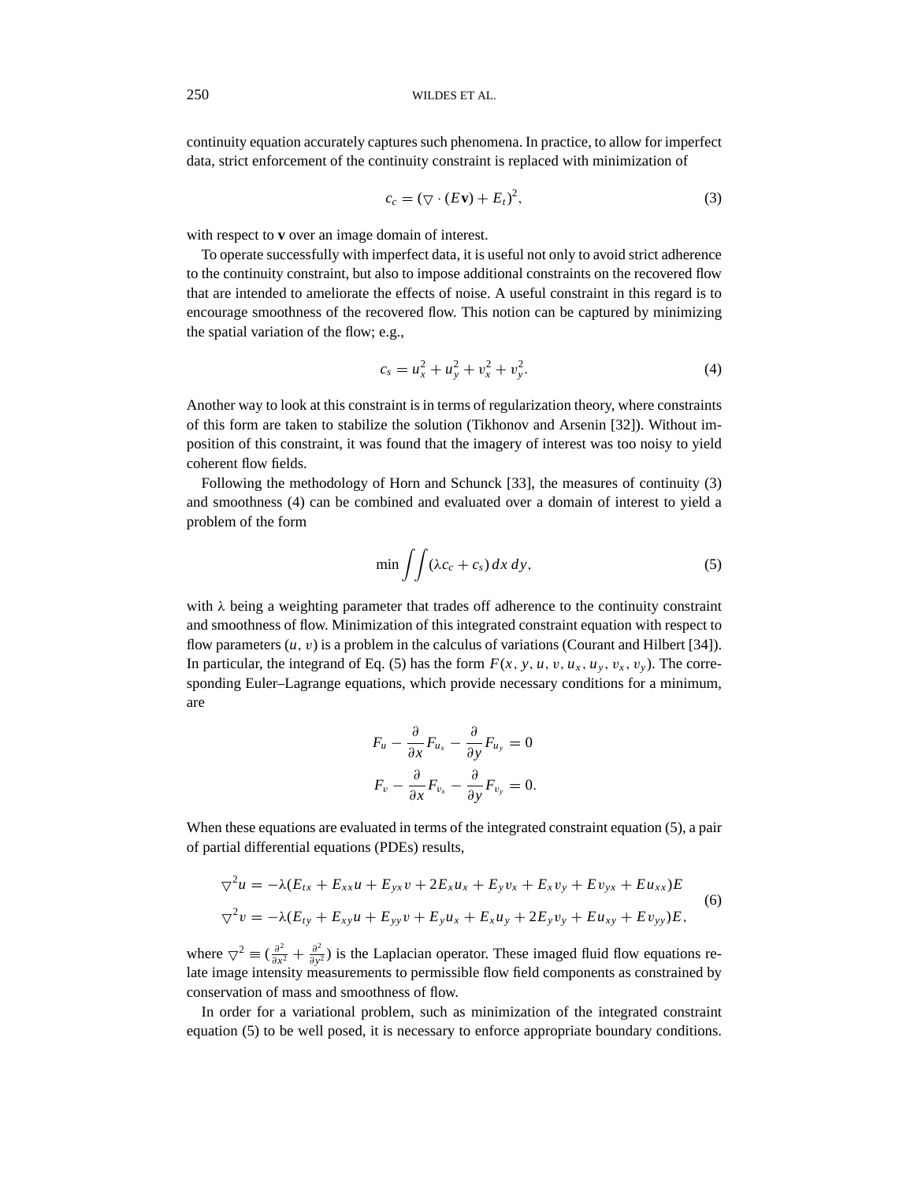continuity equation accurately captures such phenomena. In practice, to allow for imperfect data, strict enforcement of the continuity constraint is replaced with minimization of

$$c_c = (\nabla \cdot (E\mathbf{v}) + E_t)^2, \tag{3}$$

with respect to **v** over an image domain of interest.

To operate successfully with imperfect data, it is useful not only to avoid strict adherence to the continuity constraint, but also to impose additional constraints on the recovered flow that are intended to ameliorate the effects of noise. A useful constraint in this regard is to encourage smoothness of the recovered flow. This notion can be captured by minimizing the spatial variation of the flow; e.g.,

$$c_s = u_x^2 + u_y^2 + v_x^2 + v_y^2. \tag{4}$$

Another way to look at this constraint is in terms of regularization theory, where constraints of this form are taken to stabilize the solution (Tikhonov and Arsenin [32]). Without imposition of this constraint, it was found that the imagery of interest was too noisy to yield coherent flow fields.

Following the methodology of Horn and Schunck [33], the measures of continuity (3) and smoothness (4) can be combined and evaluated over a domain of interest to yield a problem of the form

$$\min \iint (\lambda c_c + c_s)\, dx\, dy, \tag{5}$$

with $\lambda$ being a weighting parameter that trades off adherence to the continuity constraint and smoothness of flow. Minimization of this integrated constraint equation with respect to flow parameters $(u, v)$ is a problem in the calculus of variations (Courant and Hilbert [34]). In particular, the integrand of Eq. (5) has the form $F(x, y, u, v, u_x, u_y, v_x, v_y)$. The corresponding Euler–Lagrange equations, which provide necessary conditions for a minimum, are

$$F_u - \frac{\partial}{\partial x} F_{u_x} - \frac{\partial}{\partial y} F_{u_y} = 0$$
$$F_v - \frac{\partial}{\partial x} F_{v_x} - \frac{\partial}{\partial y} F_{v_y} = 0.$$

When these equations are evaluated in terms of the integrated constraint equation (5), a pair of partial differential equations (PDEs) results,

$$\begin{aligned} \nabla^2 u &= -\lambda(E_{tx} + E_{xx}u + E_{yx}v + 2E_x u_x + E_y v_x + E_x v_y + E v_{yx} + E u_{xx})E \\ \nabla^2 v &= -\lambda(E_{ty} + E_{xy}u + E_{yy}v + E_y u_x + E_x u_y + 2E_y v_y + E u_{xy} + E v_{yy})E, \end{aligned} \tag{6}$$

where $\nabla^2 \equiv (\frac{\partial^2}{\partial x^2} + \frac{\partial^2}{\partial y^2})$ is the Laplacian operator. These imaged fluid flow equations relate image intensity measurements to permissible flow field components as constrained by conservation of mass and smoothness of flow.

In order for a variational problem, such as minimization of the integrated constraint equation (5) to be well posed, it is necessary to enforce appropriate boundary conditions.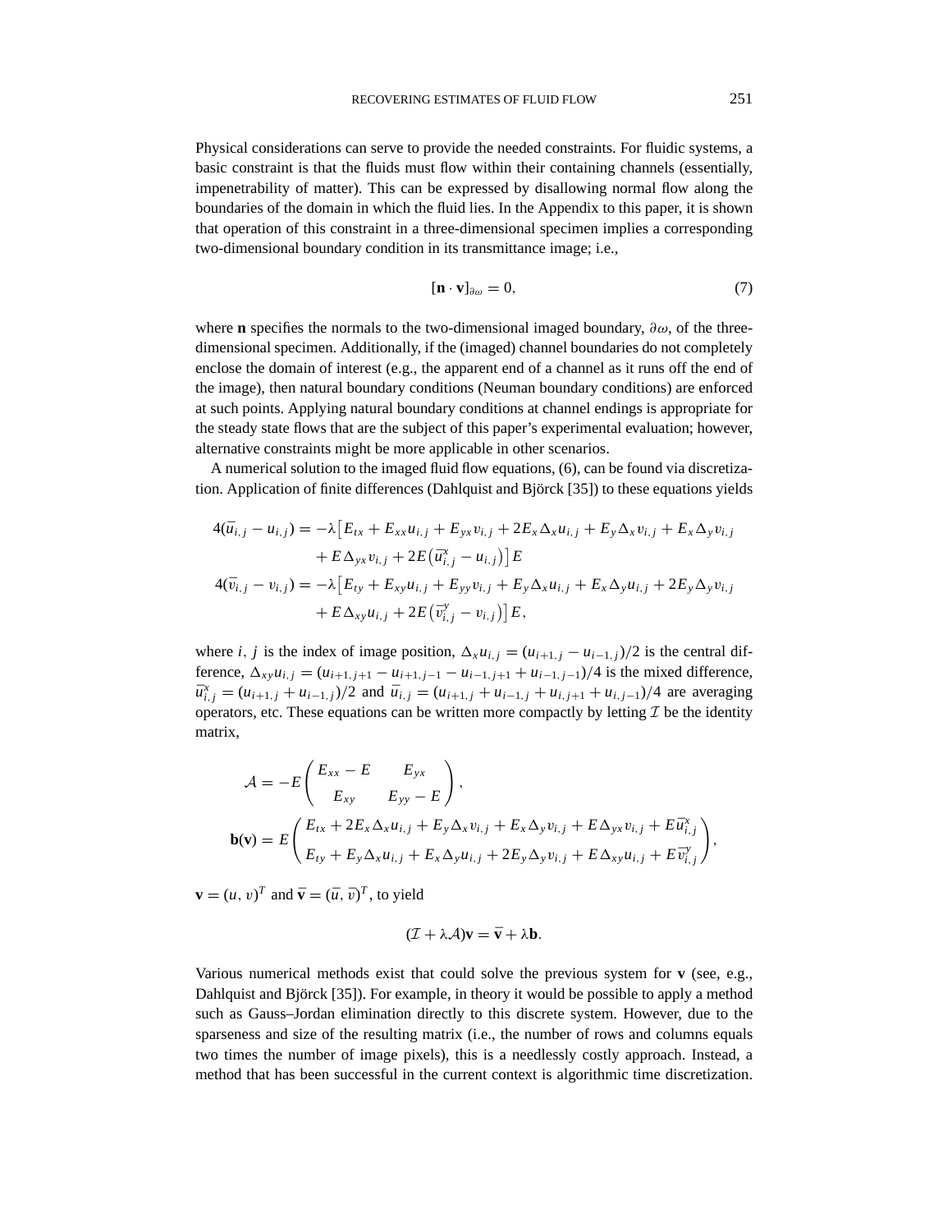Physical considerations can serve to provide the needed constraints. For fluidic systems, a basic constraint is that the fluids must flow within their containing channels (essentially, impenetrability of matter). This can be expressed by disallowing normal flow along the boundaries of the domain in which the fluid lies. In the Appendix to this paper, it is shown that operation of this constraint in a three-dimensional specimen implies a corresponding two-dimensional boundary condition in its transmittance image; i.e.,

$$[\mathbf{n} \cdot \mathbf{v}]_{\partial\omega} = 0, \tag{7}$$

where $\mathbf{n}$ specifies the normals to the two-dimensional imaged boundary, $\partial\omega$, of the three-dimensional specimen. Additionally, if the (imaged) channel boundaries do not completely enclose the domain of interest (e.g., the apparent end of a channel as it runs off the end of the image), then natural boundary conditions (Neuman boundary conditions) are enforced at such points. Applying natural boundary conditions at channel endings is appropriate for the steady state flows that are the subject of this paper's experimental evaluation; however, alternative constraints might be more applicable in other scenarios.

A numerical solution to the imaged fluid flow equations, (6), can be found via discretization. Application of finite differences (Dahlquist and Björck [35]) to these equations yields

$$\begin{aligned}
4(\bar{u}_{i,j} - u_{i,j}) = -\lambda\big[&E_{tx} + E_{xx}u_{i,j} + E_{yx}v_{i,j} + 2E_x\Delta_x u_{i,j} + E_y\Delta_x v_{i,j} + E_x\Delta_y v_{i,j} \\
&+ E\,\Delta_{yx}v_{i,j} + 2E\big(\bar{u}^x_{i,j} - u_{i,j}\big)\big]E \\
4(\bar{v}_{i,j} - v_{i,j}) = -\lambda\big[&E_{ty} + E_{xy}u_{i,j} + E_{yy}v_{i,j} + E_y\Delta_x u_{i,j} + E_x\Delta_y u_{i,j} + 2E_y\Delta_y v_{i,j} \\
&+ E\,\Delta_{xy}u_{i,j} + 2E\big(\bar{v}^y_{i,j} - v_{i,j}\big)\big]E,
\end{aligned}$$

where $i, j$ is the index of image position, $\Delta_x u_{i,j} = (u_{i+1,j} - u_{i-1,j})/2$ is the central difference, $\Delta_{xy}u_{i,j} = (u_{i+1,j+1} - u_{i+1,j-1} - u_{i-1,j+1} + u_{i-1,j-1})/4$ is the mixed difference, $\bar{u}^x_{i,j} = (u_{i+1,j} + u_{i-1,j})/2$ and $\bar{u}_{i,j} = (u_{i+1,j} + u_{i-1,j} + u_{i,j+1} + u_{i,j-1})/4$ are averaging operators, etc. These equations can be written more compactly by letting $\mathcal{I}$ be the identity matrix,

$$\mathcal{A} = -E\begin{pmatrix} E_{xx} - E & E_{yx} \\ E_{xy} & E_{yy} - E \end{pmatrix},$$

$$\mathbf{b}(\mathbf{v}) = E\begin{pmatrix} E_{tx} + 2E_x\Delta_x u_{i,j} + E_y\Delta_x v_{i,j} + E_x\Delta_y v_{i,j} + E\,\Delta_{yx}v_{i,j} + E\bar{u}^x_{i,j} \\ E_{ty} + E_y\Delta_x u_{i,j} + E_x\Delta_y u_{i,j} + 2E_y\Delta_y v_{i,j} + E\,\Delta_{xy}u_{i,j} + E\bar{v}^y_{i,j} \end{pmatrix},$$

$\mathbf{v} = (u, v)^T$ and $\bar{\mathbf{v}} = (\bar{u}, \bar{v})^T$, to yield

$$(\mathcal{I} + \lambda\mathcal{A})\mathbf{v} = \bar{\mathbf{v}} + \lambda\mathbf{b}.$$

Various numerical methods exist that could solve the previous system for $\mathbf{v}$ (see, e.g., Dahlquist and Björck [35]). For example, in theory it would be possible to apply a method such as Gauss–Jordan elimination directly to this discrete system. However, due to the sparseness and size of the resulting matrix (i.e., the number of rows and columns equals two times the number of image pixels), this is a needlessly costly approach. Instead, a method that has been successful in the current context is algorithmic time discretization.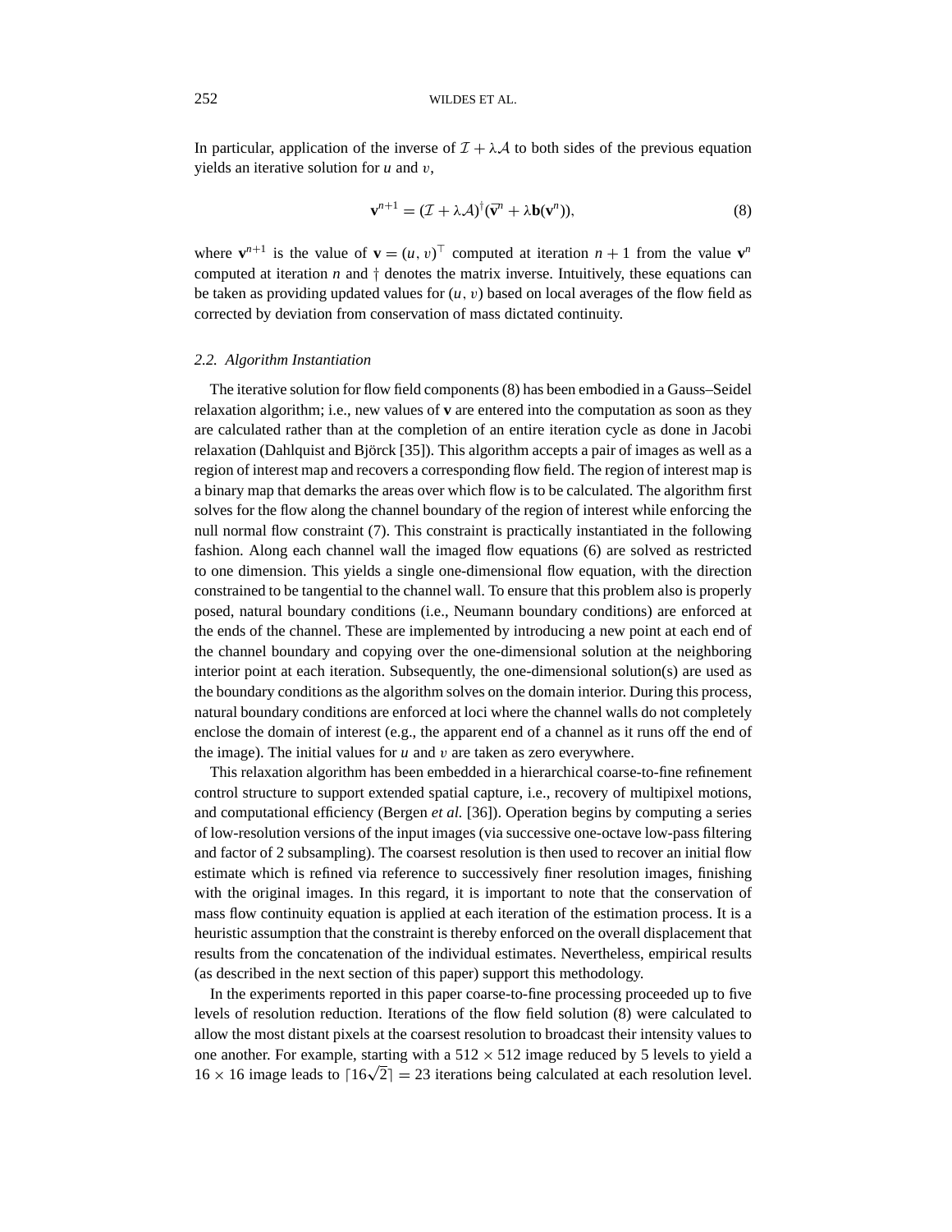In particular, application of the inverse of $\mathcal{I} + \lambda\mathcal{A}$ to both sides of the previous equation yields an iterative solution for $u$ and $v$,

$$\mathbf{v}^{n+1} = (\mathcal{I} + \lambda\mathcal{A})^{\dagger}(\bar{\mathbf{v}}^{n} + \lambda\mathbf{b}(\mathbf{v}^{n})), \tag{8}$$

where $\mathbf{v}^{n+1}$ is the value of $\mathbf{v} = (u, v)^{\top}$ computed at iteration $n+1$ from the value $\mathbf{v}^{n}$ computed at iteration $n$ and $\dagger$ denotes the matrix inverse. Intuitively, these equations can be taken as providing updated values for $(u, v)$ based on local averages of the flow field as corrected by deviation from conservation of mass dictated continuity.

### *2.2. Algorithm Instantiation*

The iterative solution for flow field components (8) has been embodied in a Gauss–Seidel relaxation algorithm; i.e., new values of $\mathbf{v}$ are entered into the computation as soon as they are calculated rather than at the completion of an entire iteration cycle as done in Jacobi relaxation (Dahlquist and Björck [35]). This algorithm accepts a pair of images as well as a region of interest map and recovers a corresponding flow field. The region of interest map is a binary map that demarks the areas over which flow is to be calculated. The algorithm first solves for the flow along the channel boundary of the region of interest while enforcing the null normal flow constraint (7). This constraint is practically instantiated in the following fashion. Along each channel wall the imaged flow equations (6) are solved as restricted to one dimension. This yields a single one-dimensional flow equation, with the direction constrained to be tangential to the channel wall. To ensure that this problem also is properly posed, natural boundary conditions (i.e., Neumann boundary conditions) are enforced at the ends of the channel. These are implemented by introducing a new point at each end of the channel boundary and copying over the one-dimensional solution at the neighboring interior point at each iteration. Subsequently, the one-dimensional solution(s) are used as the boundary conditions as the algorithm solves on the domain interior. During this process, natural boundary conditions are enforced at loci where the channel walls do not completely enclose the domain of interest (e.g., the apparent end of a channel as it runs off the end of the image). The initial values for $u$ and $v$ are taken as zero everywhere.

This relaxation algorithm has been embedded in a hierarchical coarse-to-fine refinement control structure to support extended spatial capture, i.e., recovery of multipixel motions, and computational efficiency (Bergen *et al.* [36]). Operation begins by computing a series of low-resolution versions of the input images (via successive one-octave low-pass filtering and factor of 2 subsampling). The coarsest resolution is then used to recover an initial flow estimate which is refined via reference to successively finer resolution images, finishing with the original images. In this regard, it is important to note that the conservation of mass flow continuity equation is applied at each iteration of the estimation process. It is a heuristic assumption that the constraint is thereby enforced on the overall displacement that results from the concatenation of the individual estimates. Nevertheless, empirical results (as described in the next section of this paper) support this methodology.

In the experiments reported in this paper coarse-to-fine processing proceeded up to five levels of resolution reduction. Iterations of the flow field solution (8) were calculated to allow the most distant pixels at the coarsest resolution to broadcast their intensity values to one another. For example, starting with a $512 \times 512$ image reduced by 5 levels to yield a $16 \times 16$ image leads to $\lceil 16\sqrt{2} \rceil = 23$ iterations being calculated at each resolution level.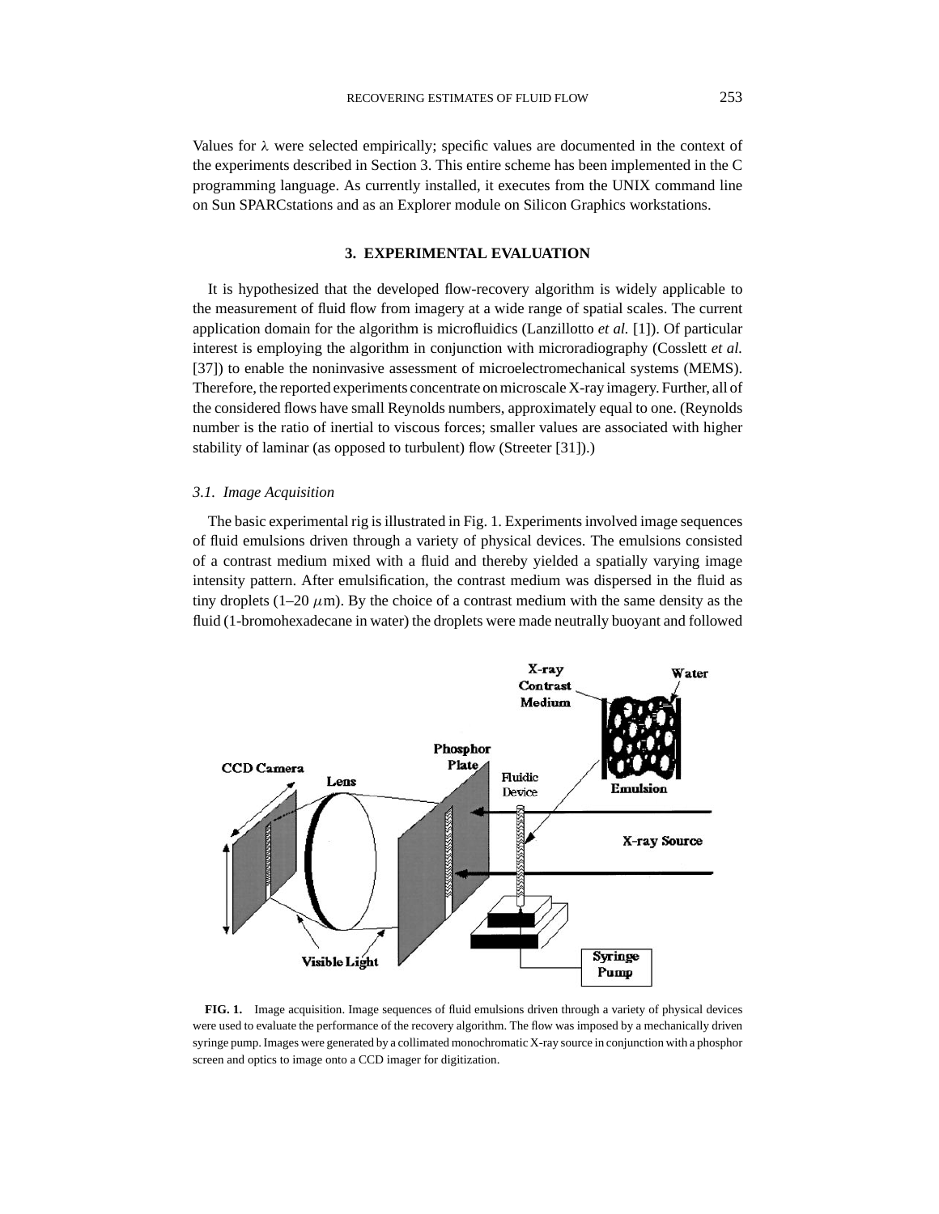Values for $\lambda$ were selected empirically; specific values are documented in the context of the experiments described in Section 3. This entire scheme has been implemented in the C programming language. As currently installed, it executes from the UNIX command line on Sun SPARCstations and as an Explorer module on Silicon Graphics workstations.

## 3. EXPERIMENTAL EVALUATION

It is hypothesized that the developed flow-recovery algorithm is widely applicable to the measurement of fluid flow from imagery at a wide range of spatial scales. The current application domain for the algorithm is microfluidics (Lanzillotto *et al.* [1]). Of particular interest is employing the algorithm in conjunction with microradiography (Cosslett *et al.* [37]) to enable the noninvasive assessment of microelectromechanical systems (MEMS). Therefore, the reported experiments concentrate on microscale X-ray imagery. Further, all of the considered flows have small Reynolds numbers, approximately equal to one. (Reynolds number is the ratio of inertial to viscous forces; smaller values are associated with higher stability of laminar (as opposed to turbulent) flow (Streeter [31]).)

### *3.1. Image Acquisition*

The basic experimental rig is illustrated in Fig. 1. Experiments involved image sequences of fluid emulsions driven through a variety of physical devices. The emulsions consisted of a contrast medium mixed with a fluid and thereby yielded a spatially varying image intensity pattern. After emulsification, the contrast medium was dispersed in the fluid as tiny droplets (1–20 $\mu$m). By the choice of a contrast medium with the same density as the fluid (1-bromohexadecane in water) the droplets were made neutrally buoyant and followed

**FIG. 1.** Image acquisition. Image sequences of fluid emulsions driven through a variety of physical devices were used to evaluate the performance of the recovery algorithm. The flow was imposed by a mechanically driven syringe pump. Images were generated by a collimated monochromatic X-ray source in conjunction with a phosphor screen and optics to image onto a CCD imager for digitization.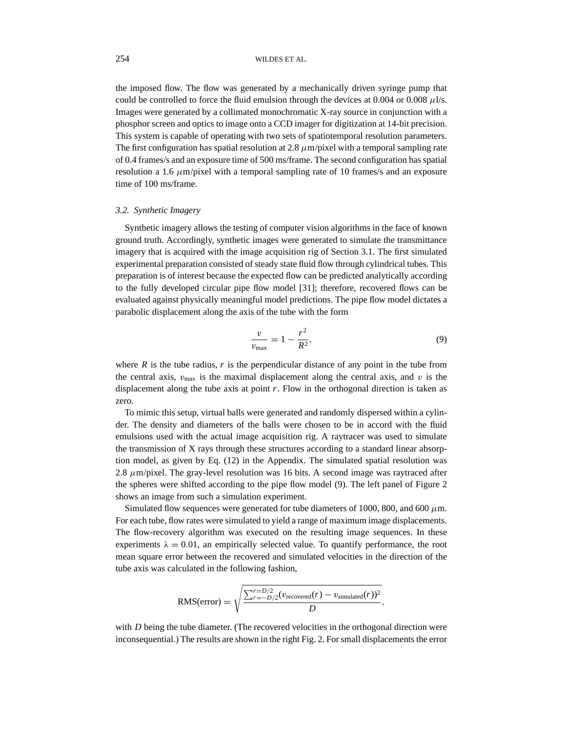the imposed flow. The flow was generated by a mechanically driven syringe pump that could be controlled to force the fluid emulsion through the devices at 0.004 or 0.008 $\mu$l/s. Images were generated by a collimated monochromatic X-ray source in conjunction with a phosphor screen and optics to image onto a CCD imager for digitization at 14-bit precision. This system is capable of operating with two sets of spatiotemporal resolution parameters. The first configuration has spatial resolution at 2.8 $\mu$m/pixel with a temporal sampling rate of 0.4 frames/s and an exposure time of 500 ms/frame. The second configuration has spatial resolution a 1.6 $\mu$m/pixel with a temporal sampling rate of 10 frames/s and an exposure time of 100 ms/frame.

### 3.2. Synthetic Imagery

Synthetic imagery allows the testing of computer vision algorithms in the face of known ground truth. Accordingly, synthetic images were generated to simulate the transmittance imagery that is acquired with the image acquisition rig of Section 3.1. The first simulated experimental preparation consisted of steady state fluid flow through cylindrical tubes. This preparation is of interest because the expected flow can be predicted analytically according to the fully developed circular pipe flow model [31]; therefore, recovered flows can be evaluated against physically meaningful model predictions. The pipe flow model dictates a parabolic displacement along the axis of the tube with the form

$$\frac{v}{v_{\max}} = 1 - \frac{r^2}{R^2}, \tag{9}$$

where $R$ is the tube radius, $r$ is the perpendicular distance of any point in the tube from the central axis, $v_{\max}$ is the maximal displacement along the central axis, and $v$ is the displacement along the tube axis at point $r$. Flow in the orthogonal direction is taken as zero.

To mimic this setup, virtual balls were generated and randomly dispersed within a cylinder. The density and diameters of the balls were chosen to be in accord with the fluid emulsions used with the actual image acquisition rig. A raytracer was used to simulate the transmission of X rays through these structures according to a standard linear absorption model, as given by Eq. (12) in the Appendix. The simulated spatial resolution was 2.8 $\mu$m/pixel. The gray-level resolution was 16 bits. A second image was raytraced after the spheres were shifted according to the pipe flow model (9). The left panel of Figure 2 shows an image from such a simulation experiment.

Simulated flow sequences were generated for tube diameters of 1000, 800, and 600 $\mu$m. For each tube, flow rates were simulated to yield a range of maximum image displacements. The flow-recovery algorithm was executed on the resulting image sequences. In these experiments $\lambda = 0.01$, an empirically selected value. To quantify performance, the root mean square error between the recovered and simulated velocities in the direction of the tube axis was calculated in the following fashion,

$$\text{RMS(error)} = \sqrt{\frac{\sum_{r=-D/2}^{r=D/2} (v_{\text{recovered}}(r) - v_{\text{simulated}}(r))^2}{D}},$$

with $D$ being the tube diameter. (The recovered velocities in the orthogonal direction were inconsequential.) The results are shown in the right Fig. 2. For small displacements the error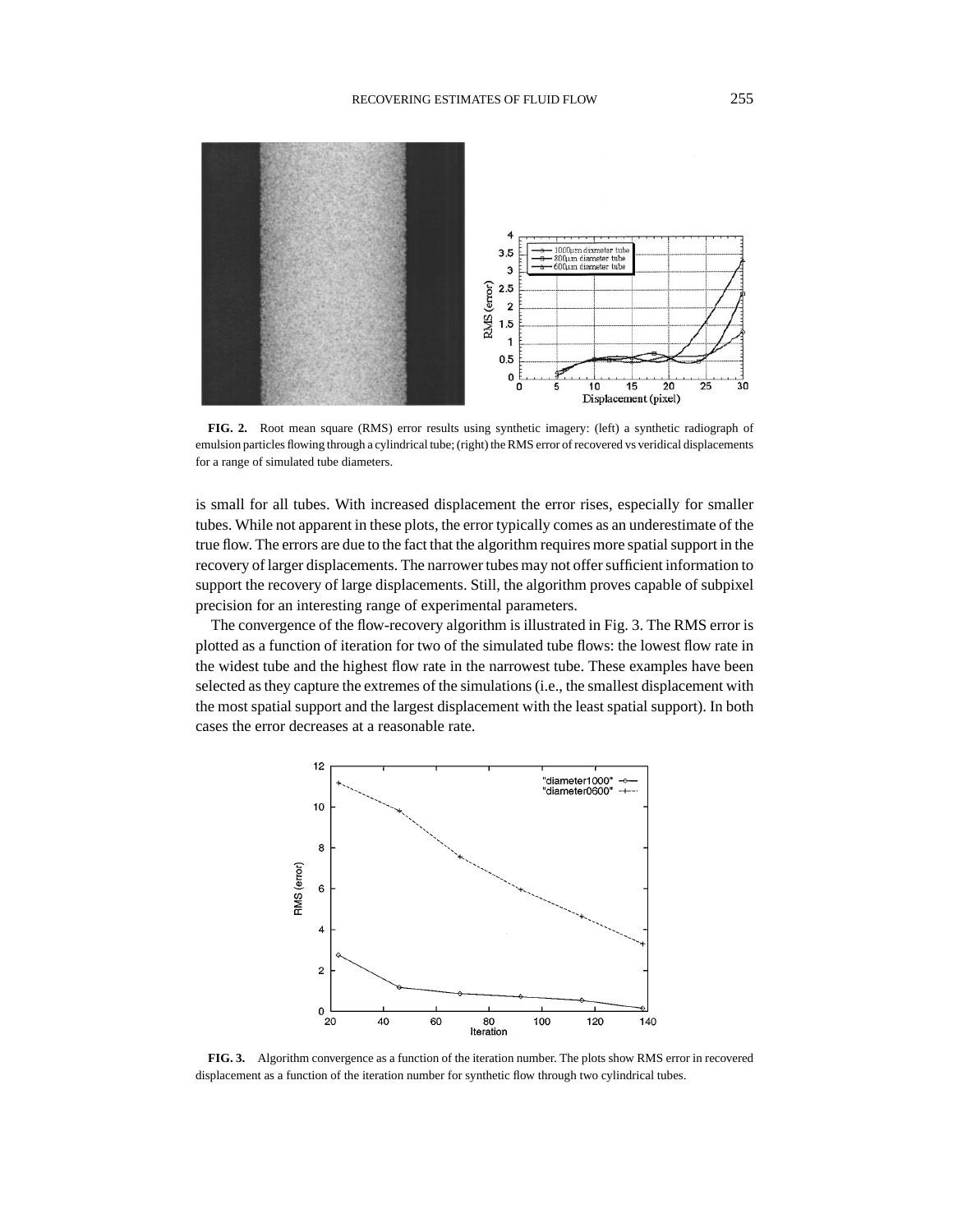**FIG. 2.** Root mean square (RMS) error results using synthetic imagery: (left) a synthetic radiograph of emulsion particles flowing through a cylindrical tube; (right) the RMS error of recovered vs veridical displacements for a range of simulated tube diameters.

is small for all tubes. With increased displacement the error rises, especially for smaller tubes. While not apparent in these plots, the error typically comes as an underestimate of the true flow. The errors are due to the fact that the algorithm requires more spatial support in the recovery of larger displacements. The narrower tubes may not offer sufficient information to support the recovery of large displacements. Still, the algorithm proves capable of subpixel precision for an interesting range of experimental parameters.

The convergence of the flow-recovery algorithm is illustrated in Fig. 3. The RMS error is plotted as a function of iteration for two of the simulated tube flows: the lowest flow rate in the widest tube and the highest flow rate in the narrowest tube. These examples have been selected as they capture the extremes of the simulations (i.e., the smallest displacement with the most spatial support and the largest displacement with the least spatial support). In both cases the error decreases at a reasonable rate.

**FIG. 3.** Algorithm convergence as a function of the iteration number. The plots show RMS error in recovered displacement as a function of the iteration number for synthetic flow through two cylindrical tubes.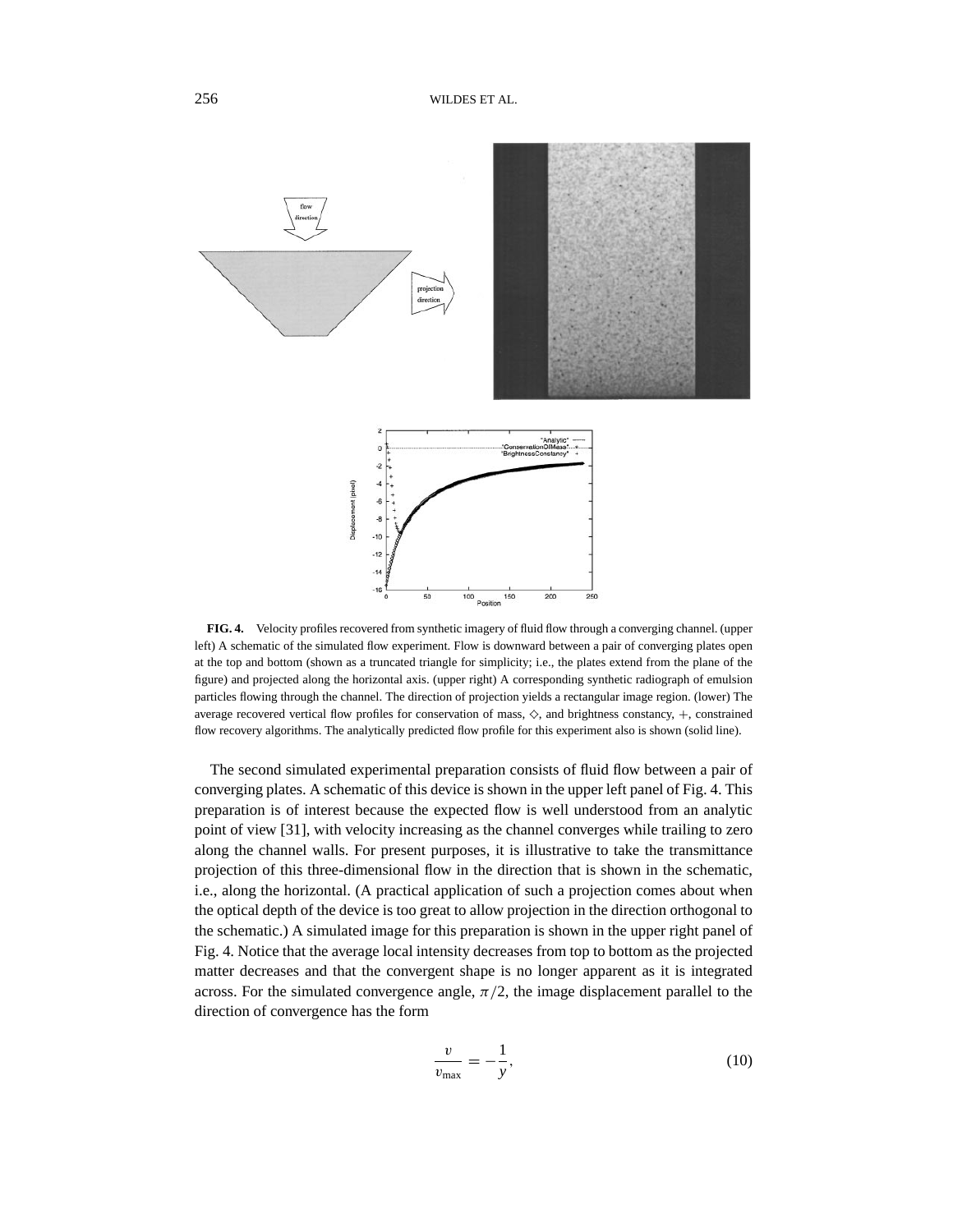**FIG. 4.** Velocity profiles recovered from synthetic imagery of fluid flow through a converging channel. (upper left) A schematic of the simulated flow experiment. Flow is downward between a pair of converging plates open at the top and bottom (shown as a truncated triangle for simplicity; i.e., the plates extend from the plane of the figure) and projected along the horizontal axis. (upper right) A corresponding synthetic radiograph of emulsion particles flowing through the channel. The direction of projection yields a rectangular image region. (lower) The average recovered vertical flow profiles for conservation of mass, $\diamond$, and brightness constancy, $+$, constrained flow recovery algorithms. The analytically predicted flow profile for this experiment also is shown (solid line).

The second simulated experimental preparation consists of fluid flow between a pair of converging plates. A schematic of this device is shown in the upper left panel of Fig. 4. This preparation is of interest because the expected flow is well understood from an analytic point of view [31], with velocity increasing as the channel converges while trailing to zero along the channel walls. For present purposes, it is illustrative to take the transmittance projection of this three-dimensional flow in the direction that is shown in the schematic, i.e., along the horizontal. (A practical application of such a projection comes about when the optical depth of the device is too great to allow projection in the direction orthogonal to the schematic.) A simulated image for this preparation is shown in the upper right panel of Fig. 4. Notice that the average local intensity decreases from top to bottom as the projected matter decreases and that the convergent shape is no longer apparent as it is integrated across. For the simulated convergence angle, $\pi/2$, the image displacement parallel to the direction of convergence has the form

$$\frac{v}{v_{\max}} = -\frac{1}{y}, \tag{10}$$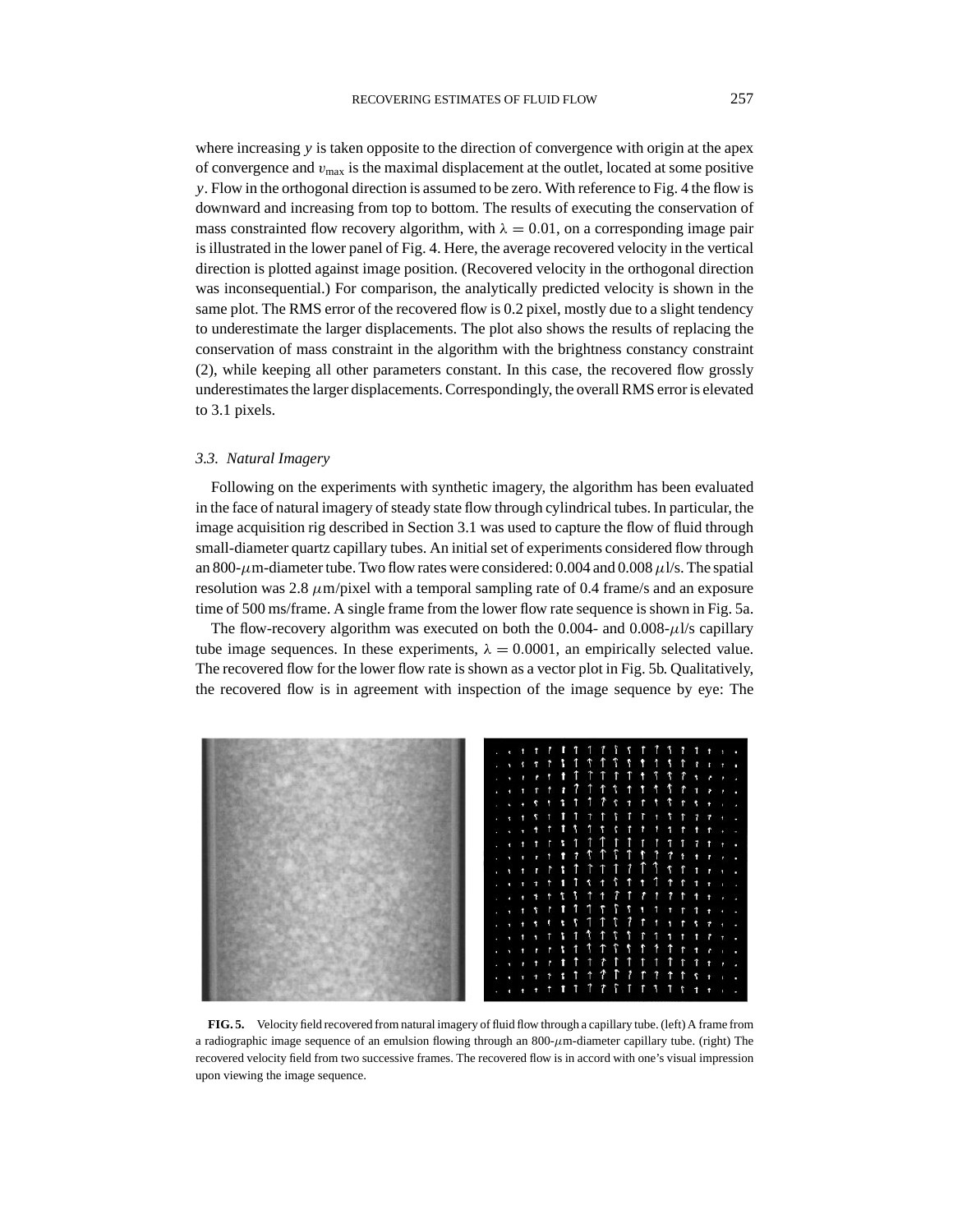where increasing $y$ is taken opposite to the direction of convergence with origin at the apex of convergence and $v_{\max}$ is the maximal displacement at the outlet, located at some positive $y$. Flow in the orthogonal direction is assumed to be zero. With reference to Fig. 4 the flow is downward and increasing from top to bottom. The results of executing the conservation of mass constrainted flow recovery algorithm, with $\lambda = 0.01$, on a corresponding image pair is illustrated in the lower panel of Fig. 4. Here, the average recovered velocity in the vertical direction is plotted against image position. (Recovered velocity in the orthogonal direction was inconsequential.) For comparison, the analytically predicted velocity is shown in the same plot. The RMS error of the recovered flow is 0.2 pixel, mostly due to a slight tendency to underestimate the larger displacements. The plot also shows the results of replacing the conservation of mass constraint in the algorithm with the brightness constancy constraint (2), while keeping all other parameters constant. In this case, the recovered flow grossly underestimates the larger displacements. Correspondingly, the overall RMS error is elevated to 3.1 pixels.

### 3.3. *Natural Imagery*

Following on the experiments with synthetic imagery, the algorithm has been evaluated in the face of natural imagery of steady state flow through cylindrical tubes. In particular, the image acquisition rig described in Section 3.1 was used to capture the flow of fluid through small-diameter quartz capillary tubes. An initial set of experiments considered flow through an 800-$\mu$m-diameter tube. Two flow rates were considered: 0.004 and 0.008 $\mu$l/s. The spatial resolution was 2.8 $\mu$m/pixel with a temporal sampling rate of 0.4 frame/s and an exposure time of 500 ms/frame. A single frame from the lower flow rate sequence is shown in Fig. 5a.

The flow-recovery algorithm was executed on both the 0.004- and 0.008-$\mu$l/s capillary tube image sequences. In these experiments, $\lambda = 0.0001$, an empirically selected value. The recovered flow for the lower flow rate is shown as a vector plot in Fig. 5b. Qualitatively, the recovered flow is in agreement with inspection of the image sequence by eye: The

**FIG. 5.** Velocity field recovered from natural imagery of fluid flow through a capillary tube. (left) A frame from a radiographic image sequence of an emulsion flowing through an 800-$\mu$m-diameter capillary tube. (right) The recovered velocity field from two successive frames. The recovered flow is in accord with one's visual impression upon viewing the image sequence.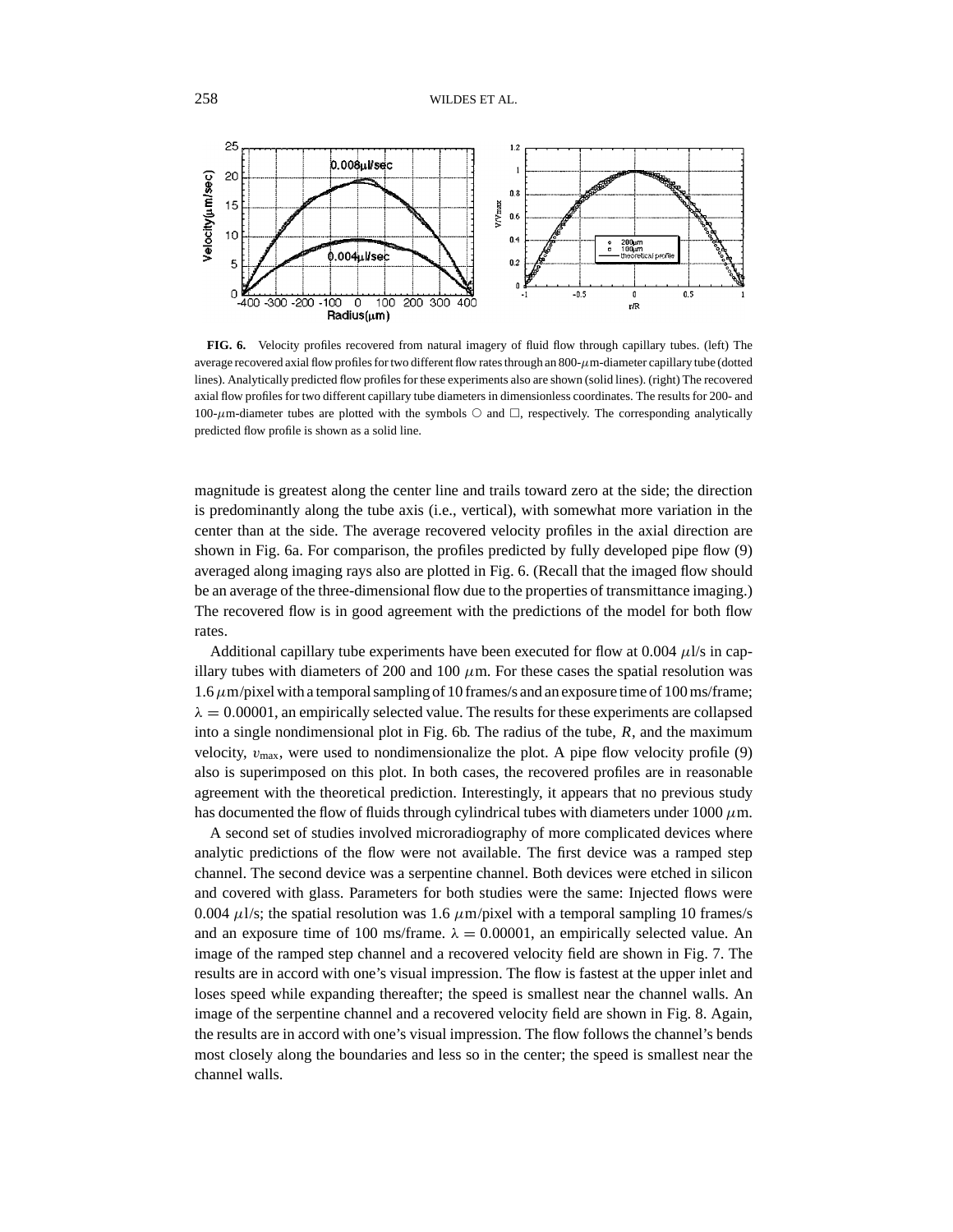**FIG. 6.** Velocity profiles recovered from natural imagery of fluid flow through capillary tubes. (left) The average recovered axial flow profiles for two different flow rates through an 800-$\mu$m-diameter capillary tube (dotted lines). Analytically predicted flow profiles for these experiments also are shown (solid lines). (right) The recovered axial flow profiles for two different capillary tube diameters in dimensionless coordinates. The results for 200- and 100-$\mu$m-diameter tubes are plotted with the symbols ○ and □, respectively. The corresponding analytically predicted flow profile is shown as a solid line.

magnitude is greatest along the center line and trails toward zero at the side; the direction is predominantly along the tube axis (i.e., vertical), with somewhat more variation in the center than at the side. The average recovered velocity profiles in the axial direction are shown in Fig. 6a. For comparison, the profiles predicted by fully developed pipe flow (9) averaged along imaging rays also are plotted in Fig. 6. (Recall that the imaged flow should be an average of the three-dimensional flow due to the properties of transmittance imaging.) The recovered flow is in good agreement with the predictions of the model for both flow rates.

Additional capillary tube experiments have been executed for flow at 0.004 $\mu$l/s in capillary tubes with diameters of 200 and 100 $\mu$m. For these cases the spatial resolution was 1.6 $\mu$m/pixel with a temporal sampling of 10 frames/s and an exposure time of 100 ms/frame; $\lambda = 0.00001$, an empirically selected value. The results for these experiments are collapsed into a single nondimensional plot in Fig. 6b. The radius of the tube, $R$, and the maximum velocity, $v_{\max}$, were used to nondimensionalize the plot. A pipe flow velocity profile (9) also is superimposed on this plot. In both cases, the recovered profiles are in reasonable agreement with the theoretical prediction. Interestingly, it appears that no previous study has documented the flow of fluids through cylindrical tubes with diameters under 1000 $\mu$m.

A second set of studies involved microradiography of more complicated devices where analytic predictions of the flow were not available. The first device was a ramped step channel. The second device was a serpentine channel. Both devices were etched in silicon and covered with glass. Parameters for both studies were the same: Injected flows were 0.004 $\mu$l/s; the spatial resolution was 1.6 $\mu$m/pixel with a temporal sampling 10 frames/s and an exposure time of 100 ms/frame. $\lambda = 0.00001$, an empirically selected value. An image of the ramped step channel and a recovered velocity field are shown in Fig. 7. The results are in accord with one's visual impression. The flow is fastest at the upper inlet and loses speed while expanding thereafter; the speed is smallest near the channel walls. An image of the serpentine channel and a recovered velocity field are shown in Fig. 8. Again, the results are in accord with one's visual impression. The flow follows the channel's bends most closely along the boundaries and less so in the center; the speed is smallest near the channel walls.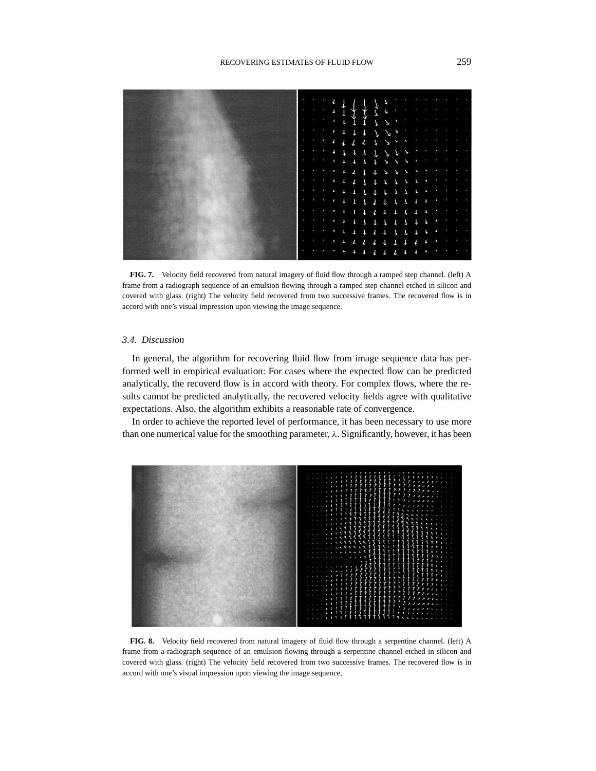**FIG. 7.** Velocity field recovered from natural imagery of fluid flow through a ramped step channel. (left) A frame from a radiograph sequence of an emulsion flowing through a ramped step channel etched in silicon and covered with glass. (right) The velocity field recovered from two successive frames. The recovered flow is in accord with one's visual impression upon viewing the image sequence.

### *3.4. Discussion*

In general, the algorithm for recovering fluid flow from image sequence data has performed well in empirical evaluation: For cases where the expected flow can be predicted analytically, the recoverd flow is in accord with theory. For complex flows, where the results cannot be predicted analytically, the recovered velocity fields agree with qualitative expectations. Also, the algorithm exhibits a reasonable rate of convergence.

In order to achieve the reported level of performance, it has been necessary to use more than one numerical value for the smoothing parameter, $\lambda$. Significantly, however, it has been

**FIG. 8.** Velocity field recovered from natural imagery of fluid flow through a serpentine channel. (left) A frame from a radiograph sequence of an emulsion flowing through a serpentine channel etched in silicon and covered with glass. (right) The velocity field recovered from two successive frames. The recovered flow is in accord with one's visual impression upon viewing the image sequence.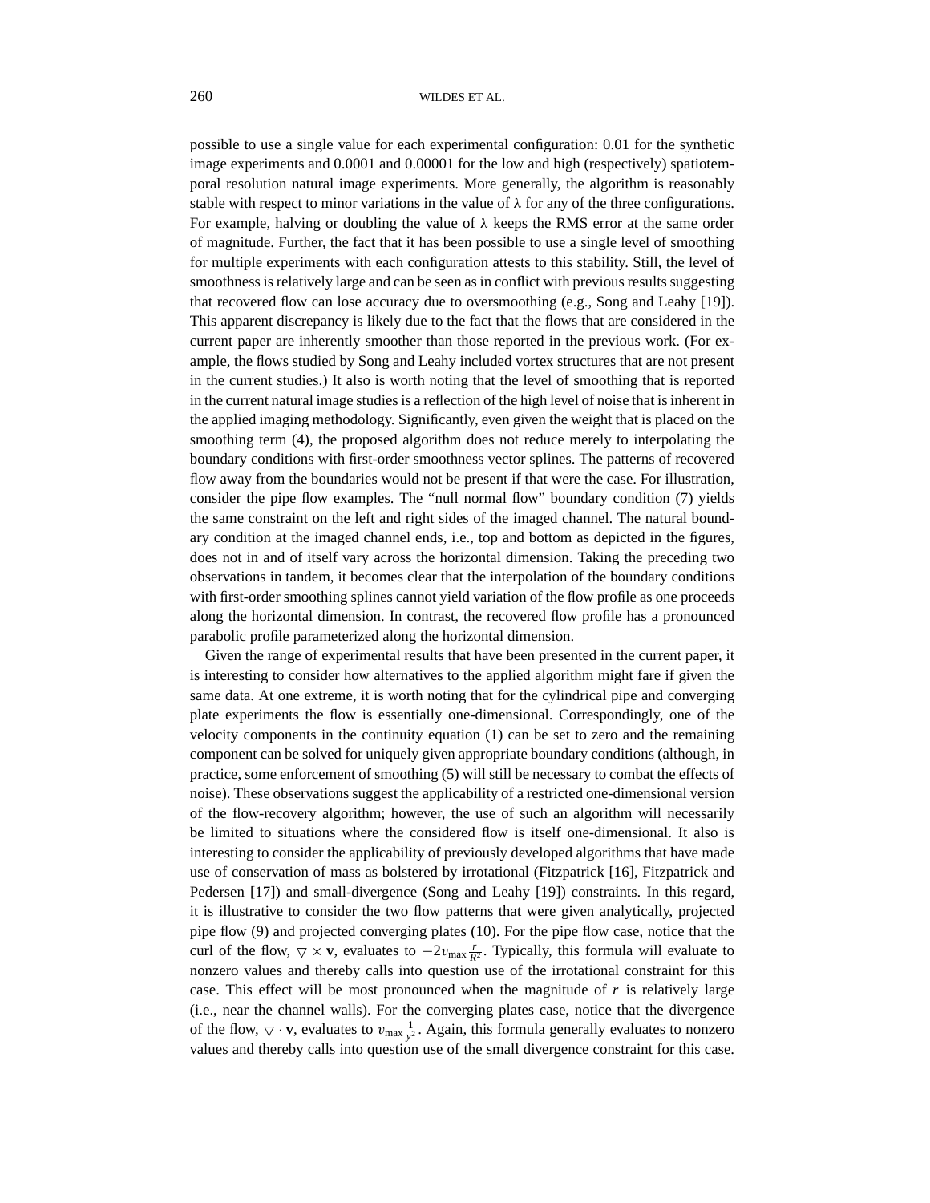possible to use a single value for each experimental configuration: 0.01 for the synthetic image experiments and 0.0001 and 0.00001 for the low and high (respectively) spatiotemporal resolution natural image experiments. More generally, the algorithm is reasonably stable with respect to minor variations in the value of $\lambda$ for any of the three configurations. For example, halving or doubling the value of $\lambda$ keeps the RMS error at the same order of magnitude. Further, the fact that it has been possible to use a single level of smoothing for multiple experiments with each configuration attests to this stability. Still, the level of smoothness is relatively large and can be seen as in conflict with previous results suggesting that recovered flow can lose accuracy due to oversmoothing (e.g., Song and Leahy [19]). This apparent discrepancy is likely due to the fact that the flows that are considered in the current paper are inherently smoother than those reported in the previous work. (For example, the flows studied by Song and Leahy included vortex structures that are not present in the current studies.) It also is worth noting that the level of smoothing that is reported in the current natural image studies is a reflection of the high level of noise that is inherent in the applied imaging methodology. Significantly, even given the weight that is placed on the smoothing term (4), the proposed algorithm does not reduce merely to interpolating the boundary conditions with first-order smoothness vector splines. The patterns of recovered flow away from the boundaries would not be present if that were the case. For illustration, consider the pipe flow examples. The "null normal flow" boundary condition (7) yields the same constraint on the left and right sides of the imaged channel. The natural boundary condition at the imaged channel ends, i.e., top and bottom as depicted in the figures, does not in and of itself vary across the horizontal dimension. Taking the preceding two observations in tandem, it becomes clear that the interpolation of the boundary conditions with first-order smoothing splines cannot yield variation of the flow profile as one proceeds along the horizontal dimension. In contrast, the recovered flow profile has a pronounced parabolic profile parameterized along the horizontal dimension.

Given the range of experimental results that have been presented in the current paper, it is interesting to consider how alternatives to the applied algorithm might fare if given the same data. At one extreme, it is worth noting that for the cylindrical pipe and converging plate experiments the flow is essentially one-dimensional. Correspondingly, one of the velocity components in the continuity equation (1) can be set to zero and the remaining component can be solved for uniquely given appropriate boundary conditions (although, in practice, some enforcement of smoothing (5) will still be necessary to combat the effects of noise). These observations suggest the applicability of a restricted one-dimensional version of the flow-recovery algorithm; however, the use of such an algorithm will necessarily be limited to situations where the considered flow is itself one-dimensional. It also is interesting to consider the applicability of previously developed algorithms that have made use of conservation of mass as bolstered by irrotational (Fitzpatrick [16], Fitzpatrick and Pedersen [17]) and small-divergence (Song and Leahy [19]) constraints. In this regard, it is illustrative to consider the two flow patterns that were given analytically, projected pipe flow (9) and projected converging plates (10). For the pipe flow case, notice that the curl of the flow, $\nabla \times \mathbf{v}$, evaluates to $-2v_{\max}\frac{r}{R^2}$. Typically, this formula will evaluate to nonzero values and thereby calls into question use of the irrotational constraint for this case. This effect will be most pronounced when the magnitude of $r$ is relatively large (i.e., near the channel walls). For the converging plates case, notice that the divergence of the flow, $\nabla \cdot \mathbf{v}$, evaluates to $v_{\max}\frac{1}{y^2}$. Again, this formula generally evaluates to nonzero values and thereby calls into question use of the small divergence constraint for this case.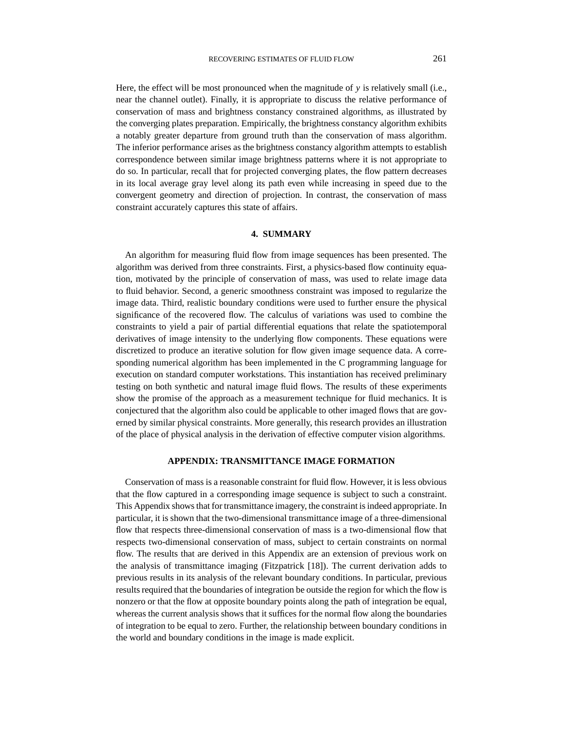Here, the effect will be most pronounced when the magnitude of $y$ is relatively small (i.e., near the channel outlet). Finally, it is appropriate to discuss the relative performance of conservation of mass and brightness constancy constrained algorithms, as illustrated by the converging plates preparation. Empirically, the brightness constancy algorithm exhibits a notably greater departure from ground truth than the conservation of mass algorithm. The inferior performance arises as the brightness constancy algorithm attempts to establish correspondence between similar image brightness patterns where it is not appropriate to do so. In particular, recall that for projected converging plates, the flow pattern decreases in its local average gray level along its path even while increasing in speed due to the convergent geometry and direction of projection. In contrast, the conservation of mass constraint accurately captures this state of affairs.

## 4. SUMMARY

An algorithm for measuring fluid flow from image sequences has been presented. The algorithm was derived from three constraints. First, a physics-based flow continuity equation, motivated by the principle of conservation of mass, was used to relate image data to fluid behavior. Second, a generic smoothness constraint was imposed to regularize the image data. Third, realistic boundary conditions were used to further ensure the physical significance of the recovered flow. The calculus of variations was used to combine the constraints to yield a pair of partial differential equations that relate the spatiotemporal derivatives of image intensity to the underlying flow components. These equations were discretized to produce an iterative solution for flow given image sequence data. A corresponding numerical algorithm has been implemented in the C programming language for execution on standard computer workstations. This instantiation has received preliminary testing on both synthetic and natural image fluid flows. The results of these experiments show the promise of the approach as a measurement technique for fluid mechanics. It is conjectured that the algorithm also could be applicable to other imaged flows that are governed by similar physical constraints. More generally, this research provides an illustration of the place of physical analysis in the derivation of effective computer vision algorithms.

## APPENDIX: TRANSMITTANCE IMAGE FORMATION

Conservation of mass is a reasonable constraint for fluid flow. However, it is less obvious that the flow captured in a corresponding image sequence is subject to such a constraint. This Appendix shows that for transmittance imagery, the constraint is indeed appropriate. In particular, it is shown that the two-dimensional transmittance image of a three-dimensional flow that respects three-dimensional conservation of mass is a two-dimensional flow that respects two-dimensional conservation of mass, subject to certain constraints on normal flow. The results that are derived in this Appendix are an extension of previous work on the analysis of transmittance imaging (Fitzpatrick [18]). The current derivation adds to previous results in its analysis of the relevant boundary conditions. In particular, previous results required that the boundaries of integration be outside the region for which the flow is nonzero or that the flow at opposite boundary points along the path of integration be equal, whereas the current analysis shows that it suffices for the normal flow along the boundaries of integration to be equal to zero. Further, the relationship between boundary conditions in the world and boundary conditions in the image is made explicit.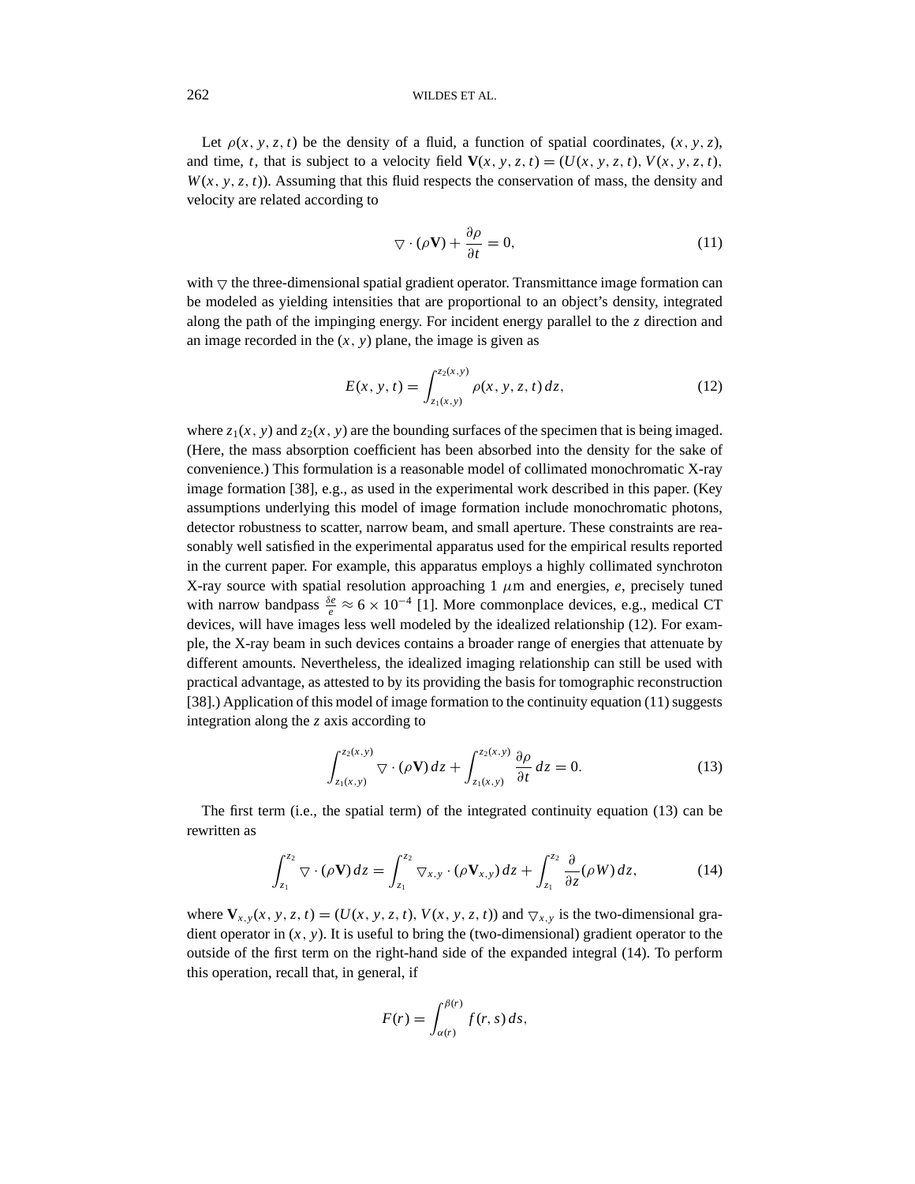Let $\rho(x, y, z, t)$ be the density of a fluid, a function of spatial coordinates, $(x, y, z)$, and time, $t$, that is subject to a velocity field $\mathbf{V}(x, y, z, t) = (U(x, y, z, t), V(x, y, z, t), W(x, y, z, t))$. Assuming that this fluid respects the conservation of mass, the density and velocity are related according to

$$\triangledown \cdot (\rho \mathbf{V}) + \frac{\partial \rho}{\partial t} = 0, \tag{11}$$

with $\triangledown$ the three-dimensional spatial gradient operator. Transmittance image formation can be modeled as yielding intensities that are proportional to an object's density, integrated along the path of the impinging energy. For incident energy parallel to the $z$ direction and an image recorded in the $(x, y)$ plane, the image is given as

$$E(x, y, t) = \int_{z_1(x,y)}^{z_2(x,y)} \rho(x, y, z, t)\, dz, \tag{12}$$

where $z_1(x, y)$ and $z_2(x, y)$ are the bounding surfaces of the specimen that is being imaged. (Here, the mass absorption coefficient has been absorbed into the density for the sake of convenience.) This formulation is a reasonable model of collimated monochromatic X-ray image formation [38], e.g., as used in the experimental work described in this paper. (Key assumptions underlying this model of image formation include monochromatic photons, detector robustness to scatter, narrow beam, and small aperture. These constraints are reasonably well satisfied in the experimental apparatus used for the empirical results reported in the current paper. For example, this apparatus employs a highly collimated synchroton X-ray source with spatial resolution approaching 1 $\mu$m and energies, $e$, precisely tuned with narrow bandpass $\frac{\delta e}{e} \approx 6 \times 10^{-4}$ [1]. More commonplace devices, e.g., medical CT devices, will have images less well modeled by the idealized relationship (12). For example, the X-ray beam in such devices contains a broader range of energies that attenuate by different amounts. Nevertheless, the idealized imaging relationship can still be used with practical advantage, as attested to by its providing the basis for tomographic reconstruction [38].) Application of this model of image formation to the continuity equation (11) suggests integration along the $z$ axis according to

$$\int_{z_1(x,y)}^{z_2(x,y)} \triangledown \cdot (\rho \mathbf{V})\, dz + \int_{z_1(x,y)}^{z_2(x,y)} \frac{\partial \rho}{\partial t}\, dz = 0. \tag{13}$$

The first term (i.e., the spatial term) of the integrated continuity equation (13) can be rewritten as

$$\int_{z_1}^{z_2} \triangledown \cdot (\rho \mathbf{V})\, dz = \int_{z_1}^{z_2} \triangledown_{x,y} \cdot (\rho \mathbf{V}_{x,y})\, dz + \int_{z_1}^{z_2} \frac{\partial}{\partial z}(\rho W)\, dz, \tag{14}$$

where $\mathbf{V}_{x,y}(x, y, z, t) = (U(x, y, z, t), V(x, y, z, t))$ and $\triangledown_{x,y}$ is the two-dimensional gradient operator in $(x, y)$. It is useful to bring the (two-dimensional) gradient operator to the outside of the first term on the right-hand side of the expanded integral (14). To perform this operation, recall that, in general, if

$$F(r) = \int_{\alpha(r)}^{\beta(r)} f(r, s)\, ds,$$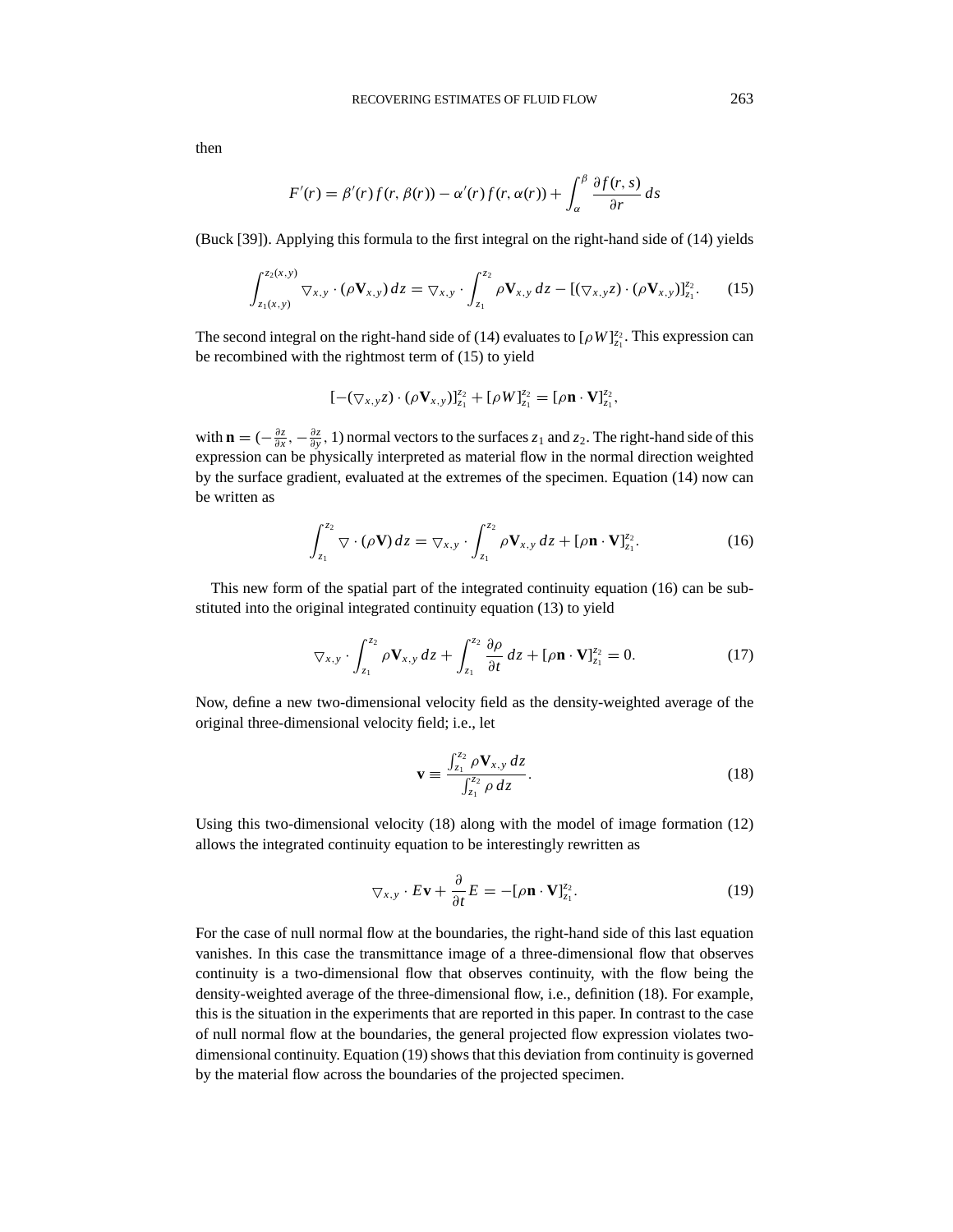then

$$F'(r) = \beta'(r) f(r, \beta(r)) - \alpha'(r) f(r, \alpha(r)) + \int_{\alpha}^{\beta} \frac{\partial f(r, s)}{\partial r} \, ds$$

(Buck [39]). Applying this formula to the first integral on the right-hand side of (14) yields

$$\int_{z_1(x,y)}^{z_2(x,y)} \nabla_{x,y} \cdot (\rho \mathbf{V}_{x,y}) \, dz = \nabla_{x,y} \cdot \int_{z_1}^{z_2} \rho \mathbf{V}_{x,y} \, dz - [(\nabla_{x,y} z) \cdot (\rho \mathbf{V}_{x,y})]_{z_1}^{z_2}. \tag{15}$$

The second integral on the right-hand side of (14) evaluates to $[\rho W]_{z_1}^{z_2}$. This expression can be recombined with the rightmost term of (15) to yield

$$[-(\nabla_{x,y} z) \cdot (\rho \mathbf{V}_{x,y})]_{z_1}^{z_2} + [\rho W]_{z_1}^{z_2} = [\rho \mathbf{n} \cdot \mathbf{V}]_{z_1}^{z_2},$$

with $\mathbf{n} = (-\frac{\partial z}{\partial x}, -\frac{\partial z}{\partial y}, 1)$ normal vectors to the surfaces $z_1$ and $z_2$. The right-hand side of this expression can be physically interpreted as material flow in the normal direction weighted by the surface gradient, evaluated at the extremes of the specimen. Equation (14) now can be written as

$$\int_{z_1}^{z_2} \nabla \cdot (\rho \mathbf{V}) \, dz = \nabla_{x,y} \cdot \int_{z_1}^{z_2} \rho \mathbf{V}_{x,y} \, dz + [\rho \mathbf{n} \cdot \mathbf{V}]_{z_1}^{z_2}. \tag{16}$$

This new form of the spatial part of the integrated continuity equation (16) can be substituted into the original integrated continuity equation (13) to yield

$$\nabla_{x,y} \cdot \int_{z_1}^{z_2} \rho \mathbf{V}_{x,y} \, dz + \int_{z_1}^{z_2} \frac{\partial \rho}{\partial t} \, dz + [\rho \mathbf{n} \cdot \mathbf{V}]_{z_1}^{z_2} = 0. \tag{17}$$

Now, define a new two-dimensional velocity field as the density-weighted average of the original three-dimensional velocity field; i.e., let

$$\mathbf{v} \equiv \frac{\int_{z_1}^{z_2} \rho \mathbf{V}_{x,y} \, dz}{\int_{z_1}^{z_2} \rho \, dz}. \tag{18}$$

Using this two-dimensional velocity (18) along with the model of image formation (12) allows the integrated continuity equation to be interestingly rewritten as

$$\nabla_{x,y} \cdot E\mathbf{v} + \frac{\partial}{\partial t} E = -[\rho \mathbf{n} \cdot \mathbf{V}]_{z_1}^{z_2}. \tag{19}$$

For the case of null normal flow at the boundaries, the right-hand side of this last equation vanishes. In this case the transmittance image of a three-dimensional flow that observes continuity is a two-dimensional flow that observes continuity, with the flow being the density-weighted average of the three-dimensional flow, i.e., definition (18). For example, this is the situation in the experiments that are reported in this paper. In contrast to the case of null normal flow at the boundaries, the general projected flow expression violates two-dimensional continuity. Equation (19) shows that this deviation from continuity is governed by the material flow across the boundaries of the projected specimen.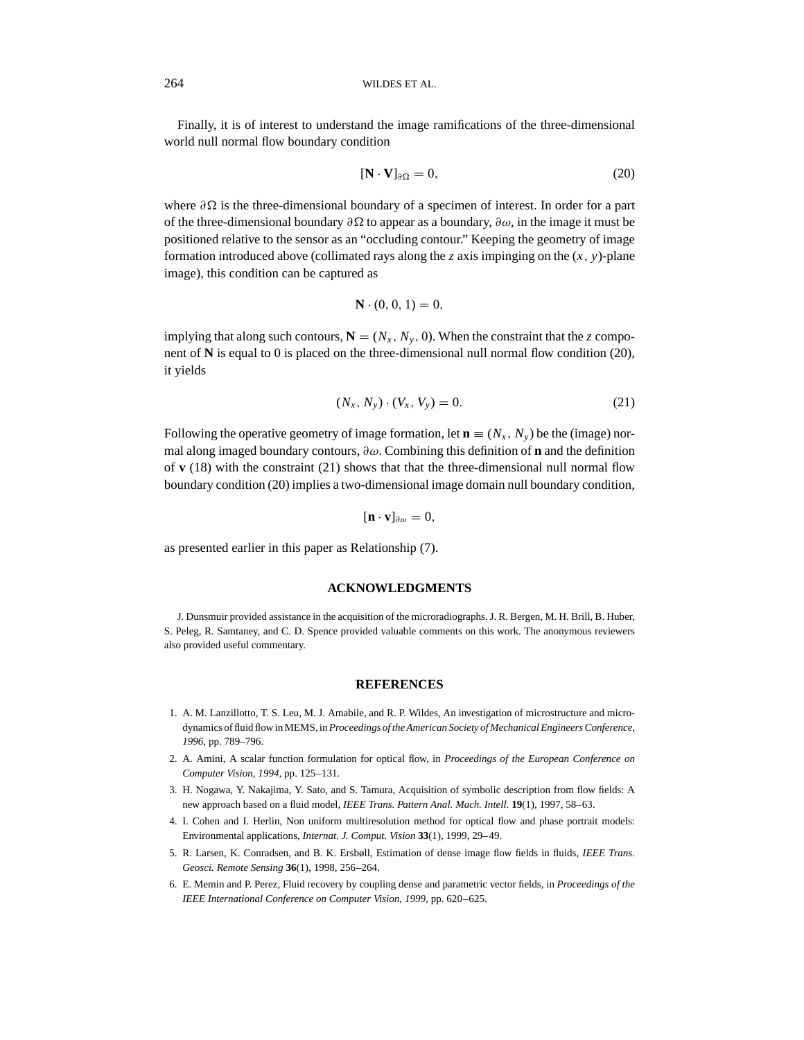Finally, it is of interest to understand the image ramifications of the three-dimensional world null normal flow boundary condition

$$[\mathbf{N} \cdot \mathbf{V}]_{\partial\Omega} = 0, \tag{20}$$

where $\partial\Omega$ is the three-dimensional boundary of a specimen of interest. In order for a part of the three-dimensional boundary $\partial\Omega$ to appear as a boundary, $\partial\omega$, in the image it must be positioned relative to the sensor as an "occluding contour." Keeping the geometry of image formation introduced above (collimated rays along the $z$ axis impinging on the $(x, y)$-plane image), this condition can be captured as

$$\mathbf{N} \cdot (0, 0, 1) = 0,$$

implying that along such contours, $\mathbf{N} = (N_x, N_y, 0)$. When the constraint that the $z$ component of $\mathbf{N}$ is equal to 0 is placed on the three-dimensional null normal flow condition (20), it yields

$$(N_x, N_y) \cdot (V_x, V_y) = 0. \tag{21}$$

Following the operative geometry of image formation, let $\mathbf{n} \equiv (N_x, N_y)$ be the (image) normal along imaged boundary contours, $\partial\omega$. Combining this definition of $\mathbf{n}$ and the definition of $\mathbf{v}$ (18) with the constraint (21) shows that that the three-dimensional null normal flow boundary condition (20) implies a two-dimensional image domain null boundary condition,

$$[\mathbf{n} \cdot \mathbf{v}]_{\partial\omega} = 0,$$

as presented earlier in this paper as Relationship (7).

## ACKNOWLEDGMENTS

J. Dunsmuir provided assistance in the acquisition of the microradiographs. J. R. Bergen, M. H. Brill, B. Huber, S. Peleg, R. Samtaney, and C. D. Spence provided valuable comments on this work. The anonymous reviewers also provided useful commentary.

## REFERENCES

1. A. M. Lanzillotto, T. S. Leu, M. J. Amabile, and R. P. Wildes, An investigation of microstructure and microdynamics of fluid flow in MEMS, in *Proceedings of the American Society of Mechanical Engineers Conference, 1996*, pp. 789–796.
2. A. Amini, A scalar function formulation for optical flow, in *Proceedings of the European Conference on Computer Vision, 1994*, pp. 125–131.
3. H. Nogawa, Y. Nakajima, Y. Sato, and S. Tamura, Acquisition of symbolic description from flow fields: A new approach based on a fluid model, *IEEE Trans. Pattern Anal. Mach. Intell.* **19**(1), 1997, 58–63.
4. I. Cohen and I. Herlin, Non uniform multiresolution method for optical flow and phase portrait models: Environmental applications, *Internat. J. Comput. Vision* **33**(1), 1999, 29–49.
5. R. Larsen, K. Conradsen, and B. K. Ersbøll, Estimation of dense image flow fields in fluids, *IEEE Trans. Geosci. Remote Sensing* **36**(1), 1998, 256–264.
6. E. Memin and P. Perez, Fluid recovery by coupling dense and parametric vector fields, in *Proceedings of the IEEE International Conference on Computer Vision, 1999*, pp. 620–625.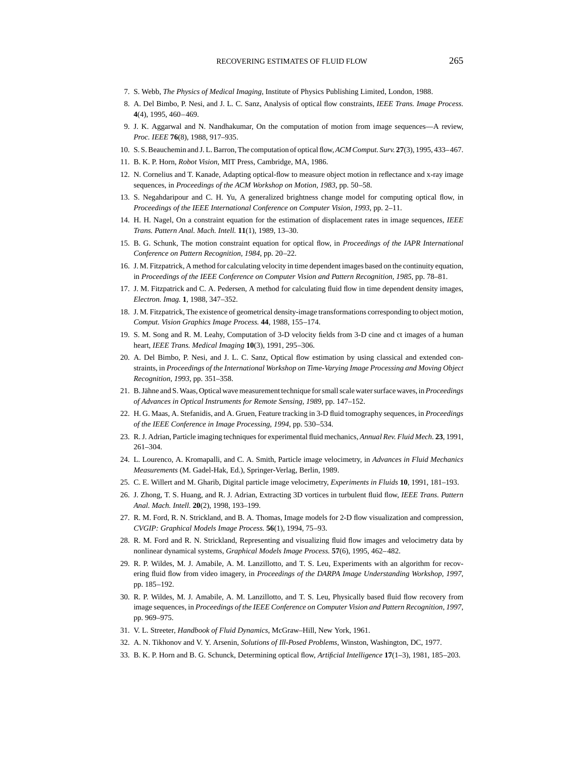7. S. Webb, *The Physics of Medical Imaging*, Institute of Physics Publishing Limited, London, 1988.
8. A. Del Bimbo, P. Nesi, and J. L. C. Sanz, Analysis of optical flow constraints, *IEEE Trans. Image Process.* **4**(4), 1995, 460–469.
9. J. K. Aggarwal and N. Nandhakumar, On the computation of motion from image sequences—A review, *Proc. IEEE* **76**(8), 1988, 917–935.
10. S. S. Beauchemin and J. L. Barron, The computation of optical flow, *ACM Comput. Surv.* **27**(3), 1995, 433–467.
11. B. K. P. Horn, *Robot Vision*, MIT Press, Cambridge, MA, 1986.
12. N. Cornelius and T. Kanade, Adapting optical-flow to measure object motion in reflectance and x-ray image sequences, in *Proceedings of the ACM Workshop on Motion, 1983*, pp. 50–58.
13. S. Negahdaripour and C. H. Yu, A generalized brightness change model for computing optical flow, in *Proceedings of the IEEE International Conference on Computer Vision, 1993*, pp. 2–11.
14. H. H. Nagel, On a constraint equation for the estimation of displacement rates in image sequences, *IEEE Trans. Pattern Anal. Mach. Intell.* **11**(1), 1989, 13–30.
15. B. G. Schunk, The motion constraint equation for optical flow, in *Proceedings of the IAPR International Conference on Pattern Recognition, 1984*, pp. 20–22.
16. J. M. Fitzpatrick, A method for calculating velocity in time dependent images based on the continuity equation, in *Proceedings of the IEEE Conference on Computer Vision and Pattern Recognition, 1985*, pp. 78–81.
17. J. M. Fitzpatrick and C. A. Pedersen, A method for calculating fluid flow in time dependent density images, *Electron. Imag.* **1**, 1988, 347–352.
18. J. M. Fitzpatrick, The existence of geometrical density-image transformations corresponding to object motion, *Comput. Vision Graphics Image Process.* **44**, 1988, 155–174.
19. S. M. Song and R. M. Leahy, Computation of 3-D velocity fields from 3-D cine and ct images of a human heart, *IEEE Trans. Medical Imaging* **10**(3), 1991, 295–306.
20. A. Del Bimbo, P. Nesi, and J. L. C. Sanz, Optical flow estimation by using classical and extended constraints, in *Proceedings of the International Workshop on Time-Varying Image Processing and Moving Object Recognition, 1993*, pp. 351–358.
21. B. Jähne and S. Waas, Optical wave measurement technique for small scale water surface waves, in *Proceedings of Advances in Optical Instruments for Remote Sensing, 1989*, pp. 147–152.
22. H. G. Maas, A. Stefanidis, and A. Gruen, Feature tracking in 3-D fluid tomography sequences, in *Proceedings of the IEEE Conference in Image Processing, 1994*, pp. 530–534.
23. R. J. Adrian, Particle imaging techniques for experimental fluid mechanics, *Annual Rev. Fluid Mech.* **23**, 1991, 261–304.
24. L. Lourenco, A. Kromapalli, and C. A. Smith, Particle image velocimetry, in *Advances in Fluid Mechanics Measurements* (M. Gadel-Hak, Ed.), Springer-Verlag, Berlin, 1989.
25. C. E. Willert and M. Gharib, Digital particle image velocimetry, *Experiments in Fluids* **10**, 1991, 181–193.
26. J. Zhong, T. S. Huang, and R. J. Adrian, Extracting 3D vortices in turbulent fluid flow, *IEEE Trans. Pattern Anal. Mach. Intell.* **20**(2), 1998, 193–199.
27. R. M. Ford, R. N. Strickland, and B. A. Thomas, Image models for 2-D flow visualization and compression, *CVGIP: Graphical Models Image Process.* **56**(1), 1994, 75–93.
28. R. M. Ford and R. N. Strickland, Representing and visualizing fluid flow images and velocimetry data by nonlinear dynamical systems, *Graphical Models Image Process.* **57**(6), 1995, 462–482.
29. R. P. Wildes, M. J. Amabile, A. M. Lanzillotto, and T. S. Leu, Experiments with an algorithm for recovering fluid flow from video imagery, in *Proceedings of the DARPA Image Understanding Workshop, 1997*, pp. 185–192.
30. R. P. Wildes, M. J. Amabile, A. M. Lanzillotto, and T. S. Leu, Physically based fluid flow recovery from image sequences, in *Proceedings of the IEEE Conference on Computer Vision and Pattern Recognition, 1997*, pp. 969–975.
31. V. L. Streeter, *Handbook of Fluid Dynamics*, McGraw–Hill, New York, 1961.
32. A. N. Tikhonov and V. Y. Arsenin, *Solutions of Ill-Posed Problems*, Winston, Washington, DC, 1977.
33. B. K. P. Horn and B. G. Schunck, Determining optical flow, *Artificial Intelligence* **17**(1–3), 1981, 185–203.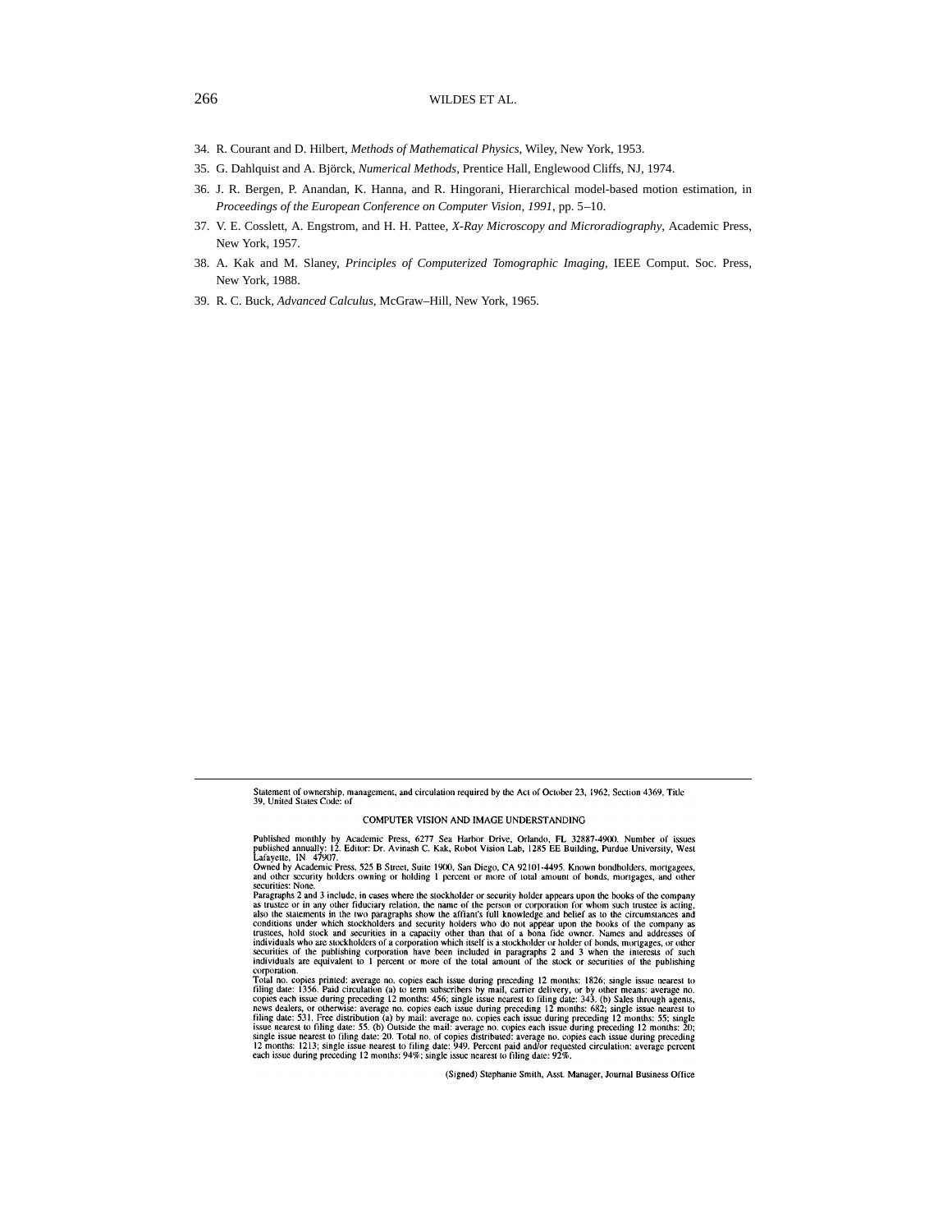34. R. Courant and D. Hilbert, *Methods of Mathematical Physics*, Wiley, New York, 1953.
35. G. Dahlquist and A. Björck, *Numerical Methods*, Prentice Hall, Englewood Cliffs, NJ, 1974.
36. J. R. Bergen, P. Anandan, K. Hanna, and R. Hingorani, Hierarchical model-based motion estimation, in *Proceedings of the European Conference on Computer Vision, 1991*, pp. 5–10.
37. V. E. Cosslett, A. Engstrom, and H. H. Pattee, *X-Ray Microscopy and Microradiography*, Academic Press, New York, 1957.
38. A. Kak and M. Slaney, *Principles of Computerized Tomographic Imaging*, IEEE Comput. Soc. Press, New York, 1988.
39. R. C. Buck, *Advanced Calculus*, McGraw–Hill, New York, 1965.

---

Statement of ownership, management, and circulation required by the Act of October 23, 1962, Section 4369, Title 39, United States Code: of

COMPUTER VISION AND IMAGE UNDERSTANDING

Published monthly by Academic Press, 6277 Sea Harbor Drive, Orlando, FL 32887-4900. Number of issues published annually: 12. Editor: Dr. Avinash C. Kak, Robot Vision Lab, 1285 EE Building, Purdue University, West Lafayette, IN 47907.
Owned by Academic Press, 525 B Street, Suite 1900, San Diego, CA 92101-4495. Known bondholders, mortgagees, and other security holders owning or holding 1 percent or more of total amount of bonds, mortgages, and other securities: None.
Paragraphs 2 and 3 include, in cases where the stockholder or security holder appears upon the books of the company as trustee or in any other fiduciary relation, the name of the person or corporation for whom such trustee is acting, also the statements in the two paragraphs show the affiant's full knowledge and belief as to the circumstances and conditions under which stockholders and security holders who do not appear upon the books of the company as trustees, hold stock and securities in a capacity other than that of a bona fide owner. Names and addresses of individuals who are stockholders of a corporation which itself is a stockholder or holder of bonds, mortgages, or other securities of the publishing corporation have been included in paragraphs 2 and 3 when the interests of such individuals are equivalent to 1 percent or more of the total amount of the stock or securities of the publishing corporation.
Total no. copies printed: average no. copies each issue during preceding 12 months: 1826; single issue nearest to filing date: 1356. Paid circulation (a) to term subscribers by mail, carrier delivery, or by other means: average no. copies each issue during preceding 12 months: 456; single issue nearest to filing date: 343. (b) Sales through agents, news dealers, or otherwise: average no. copies each issue during preceding 12 months: 682; single issue nearest to filing date: 531. Free distribution (a) by mail: average no. copies each issue during preceding 12 months: 55; single issue nearest to filing date: 55. (b) Outside the mail: average no. copies each issue during preceding 12 months: 20; single issue nearest to filing date: 20. Total no. of copies distributed: average no. copies each issue during preceding 12 months: 1213; single issue nearest to filing date: 949. Percent paid and/or requested circulation: average percent each issue during preceding 12 months: 94%; single issue nearest to filing date: 92%.

(Signed) Stephanie Smith, Asst. Manager, Journal Business Office